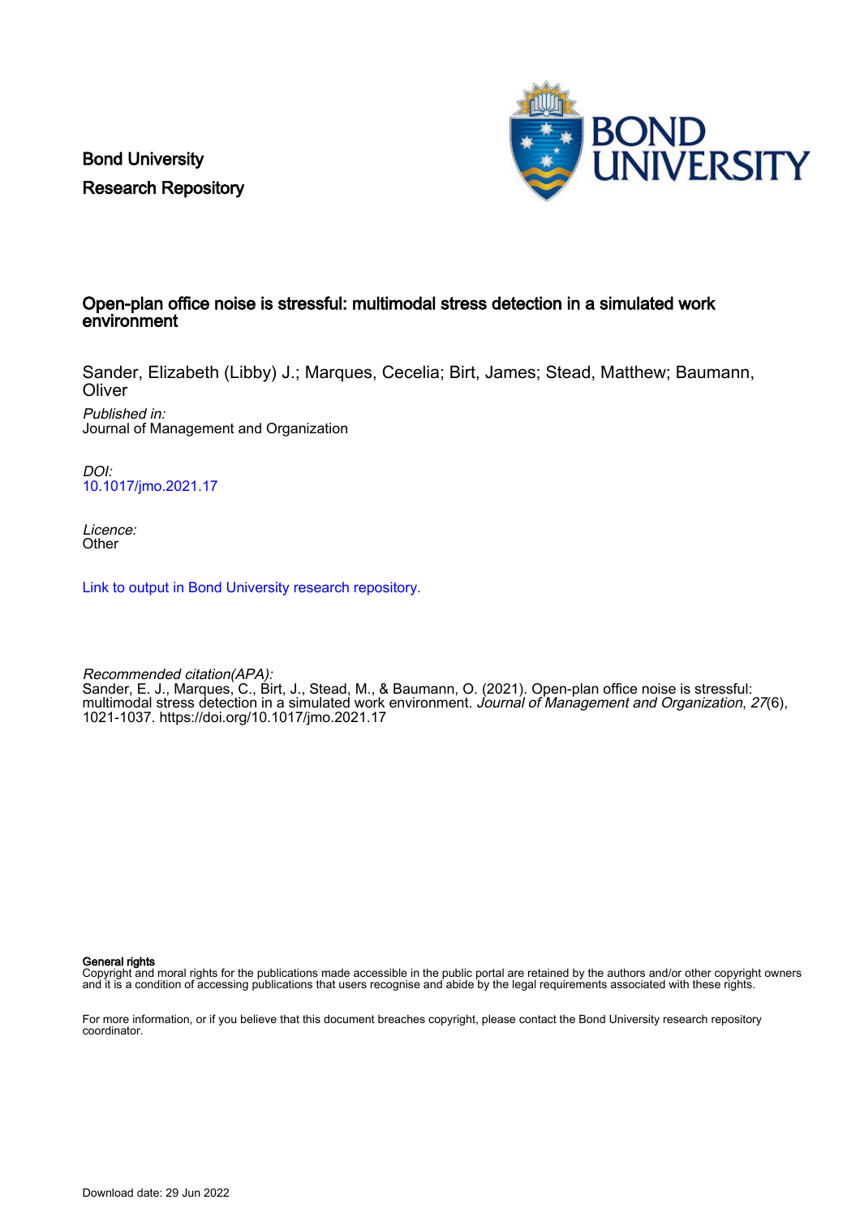Bond University
Research Repository

# Open-plan office noise is stressful: multimodal stress detection in a simulated work environment

Sander, Elizabeth (Libby) J.; Marques, Cecelia; Birt, James; Stead, Matthew; Baumann, Oliver

*Published in:*
Journal of Management and Organization

*DOI:*
10.1017/jmo.2021.17

*Licence:*
Other

Link to output in Bond University research repository.

*Recommended citation(APA):*
Sander, E. J., Marques, C., Birt, J., Stead, M., & Baumann, O. (2021). Open-plan office noise is stressful: multimodal stress detection in a simulated work environment. *Journal of Management and Organization*, *27*(6), 1021-1037. https://doi.org/10.1017/jmo.2021.17

**General rights**
Copyright and moral rights for the publications made accessible in the public portal are retained by the authors and/or other copyright owners and it is a condition of accessing publications that users recognise and abide by the legal requirements associated with these rights.

For more information, or if you believe that this document breaches copyright, please contact the Bond University research repository coordinator.

Download date: 29 Jun 2022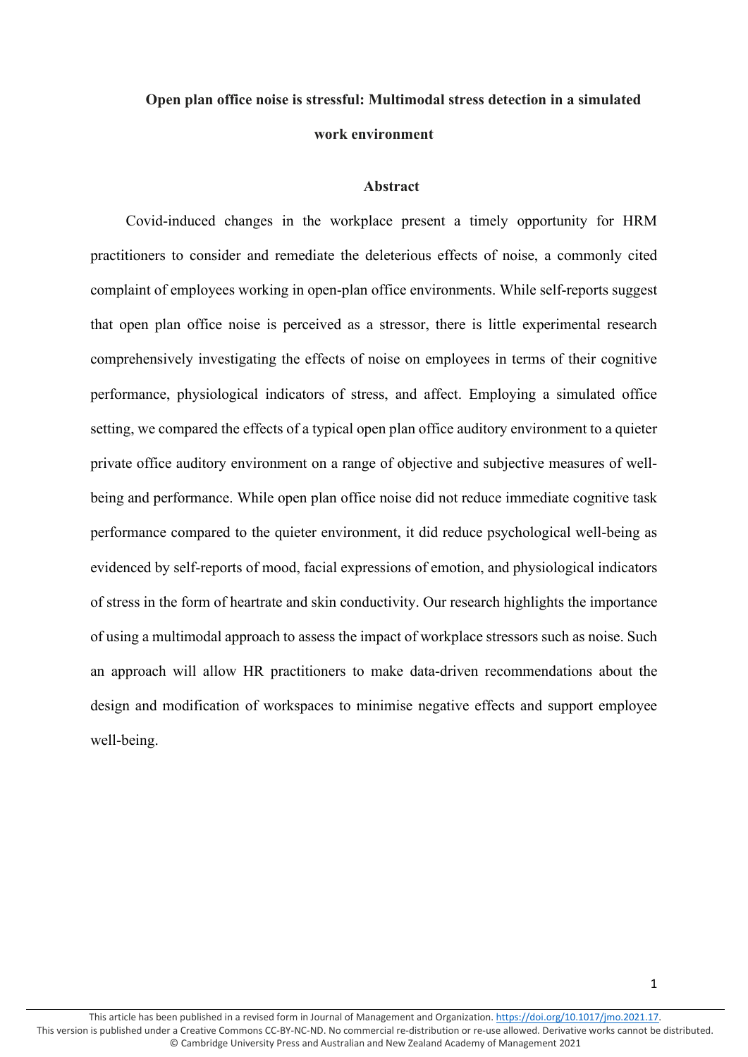**Open plan office noise is stressful: Multimodal stress detection in a simulated work environment**

**Abstract**

Covid-induced changes in the workplace present a timely opportunity for HRM practitioners to consider and remediate the deleterious effects of noise, a commonly cited complaint of employees working in open-plan office environments. While self-reports suggest that open plan office noise is perceived as a stressor, there is little experimental research comprehensively investigating the effects of noise on employees in terms of their cognitive performance, physiological indicators of stress, and affect. Employing a simulated office setting, we compared the effects of a typical open plan office auditory environment to a quieter private office auditory environment on a range of objective and subjective measures of well-being and performance. While open plan office noise did not reduce immediate cognitive task performance compared to the quieter environment, it did reduce psychological well-being as evidenced by self-reports of mood, facial expressions of emotion, and physiological indicators of stress in the form of heartrate and skin conductivity. Our research highlights the importance of using a multimodal approach to assess the impact of workplace stressors such as noise. Such an approach will allow HR practitioners to make data-driven recommendations about the design and modification of workspaces to minimise negative effects and support employee well-being.

This article has been published in a revised form in Journal of Management and Organization. https://doi.org/10.1017/jmo.2021.17.
This version is published under a Creative Commons CC-BY-NC-ND. No commercial re-distribution or re-use allowed. Derivative works cannot be distributed.
© Cambridge University Press and Australian and New Zealand Academy of Management 2021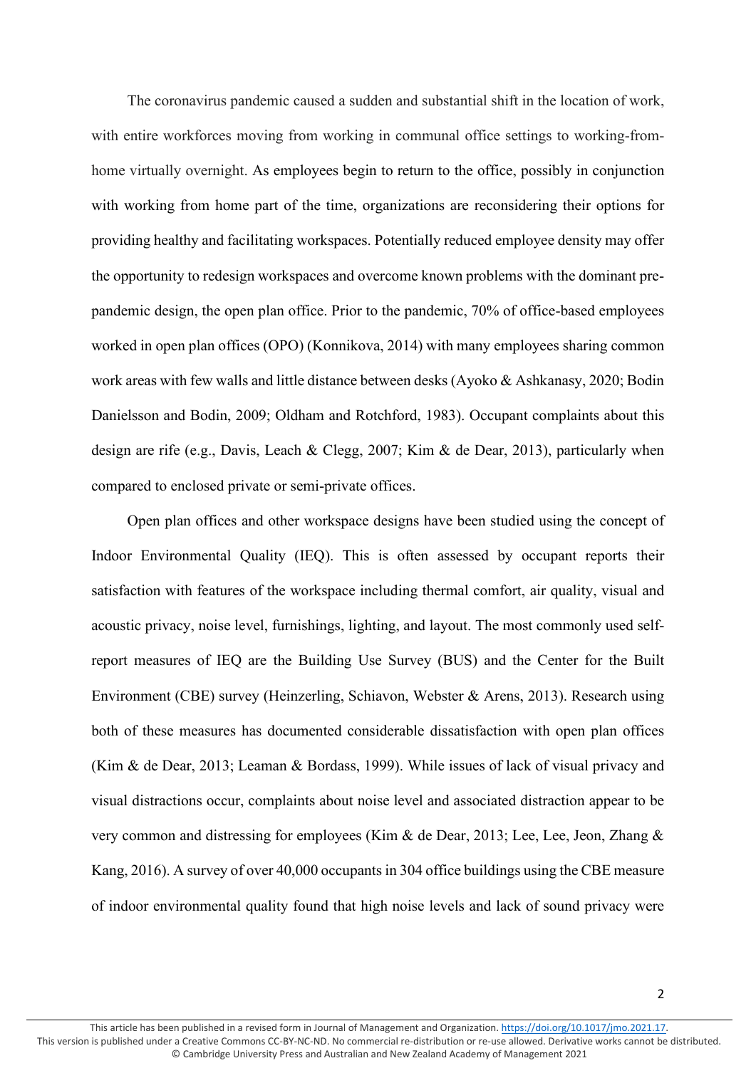The coronavirus pandemic caused a sudden and substantial shift in the location of work, with entire workforces moving from working in communal office settings to working-from-home virtually overnight. As employees begin to return to the office, possibly in conjunction with working from home part of the time, organizations are reconsidering their options for providing healthy and facilitating workspaces. Potentially reduced employee density may offer the opportunity to redesign workspaces and overcome known problems with the dominant pre-pandemic design, the open plan office. Prior to the pandemic, 70% of office-based employees worked in open plan offices (OPO) (Konnikova, 2014) with many employees sharing common work areas with few walls and little distance between desks (Ayoko & Ashkanasy, 2020; Bodin Danielsson and Bodin, 2009; Oldham and Rotchford, 1983). Occupant complaints about this design are rife (e.g., Davis, Leach & Clegg, 2007; Kim & de Dear, 2013), particularly when compared to enclosed private or semi-private offices.

Open plan offices and other workspace designs have been studied using the concept of Indoor Environmental Quality (IEQ). This is often assessed by occupant reports their satisfaction with features of the workspace including thermal comfort, air quality, visual and acoustic privacy, noise level, furnishings, lighting, and layout. The most commonly used self-report measures of IEQ are the Building Use Survey (BUS) and the Center for the Built Environment (CBE) survey (Heinzerling, Schiavon, Webster & Arens, 2013). Research using both of these measures has documented considerable dissatisfaction with open plan offices (Kim & de Dear, 2013; Leaman & Bordass, 1999). While issues of lack of visual privacy and visual distractions occur, complaints about noise level and associated distraction appear to be very common and distressing for employees (Kim & de Dear, 2013; Lee, Lee, Jeon, Zhang & Kang, 2016). A survey of over 40,000 occupants in 304 office buildings using the CBE measure of indoor environmental quality found that high noise levels and lack of sound privacy were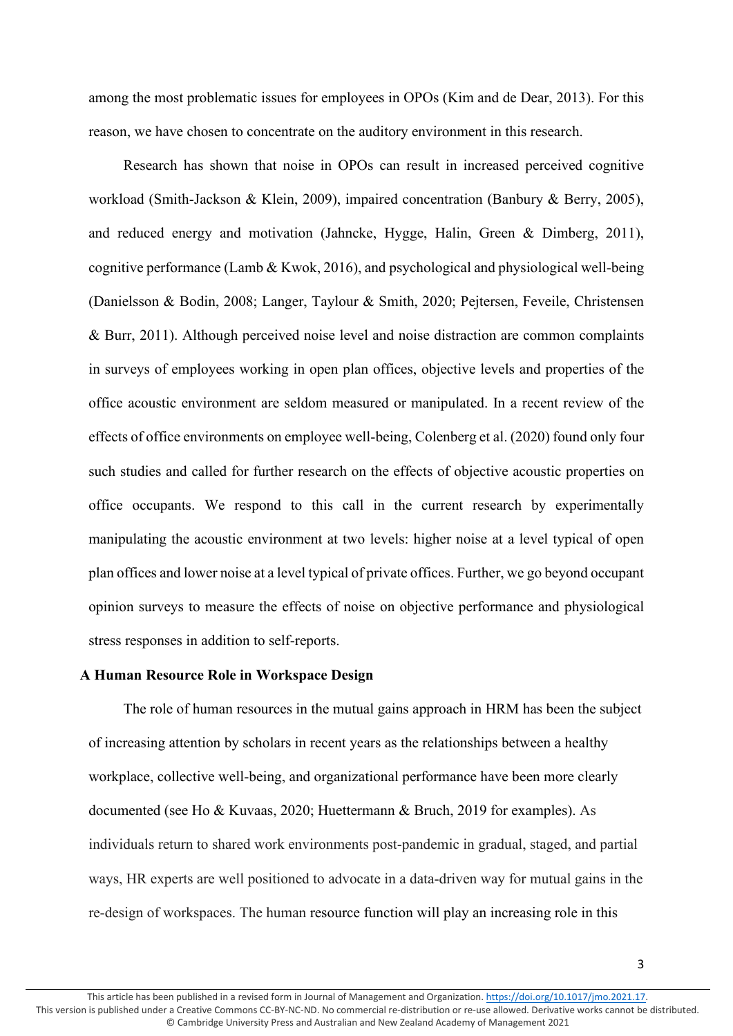among the most problematic issues for employees in OPOs (Kim and de Dear, 2013). For this reason, we have chosen to concentrate on the auditory environment in this research.

Research has shown that noise in OPOs can result in increased perceived cognitive workload (Smith-Jackson & Klein, 2009), impaired concentration (Banbury & Berry, 2005), and reduced energy and motivation (Jahncke, Hygge, Halin, Green & Dimberg, 2011), cognitive performance (Lamb & Kwok, 2016), and psychological and physiological well-being (Danielsson & Bodin, 2008; Langer, Taylour & Smith, 2020; Pejtersen, Feveile, Christensen & Burr, 2011). Although perceived noise level and noise distraction are common complaints in surveys of employees working in open plan offices, objective levels and properties of the office acoustic environment are seldom measured or manipulated. In a recent review of the effects of office environments on employee well-being, Colenberg et al. (2020) found only four such studies and called for further research on the effects of objective acoustic properties on office occupants. We respond to this call in the current research by experimentally manipulating the acoustic environment at two levels: higher noise at a level typical of open plan offices and lower noise at a level typical of private offices. Further, we go beyond occupant opinion surveys to measure the effects of noise on objective performance and physiological stress responses in addition to self-reports.

## A Human Resource Role in Workspace Design

The role of human resources in the mutual gains approach in HRM has been the subject of increasing attention by scholars in recent years as the relationships between a healthy workplace, collective well-being, and organizational performance have been more clearly documented (see Ho & Kuvaas, 2020; Huettermann & Bruch, 2019 for examples). As individuals return to shared work environments post-pandemic in gradual, staged, and partial ways, HR experts are well positioned to advocate in a data-driven way for mutual gains in the re-design of workspaces. The human resource function will play an increasing role in this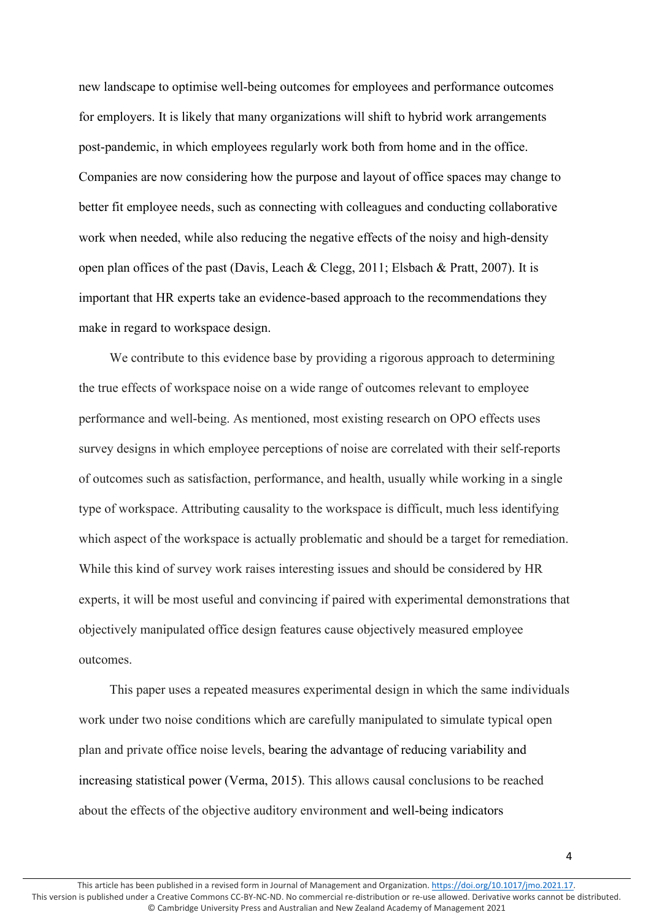new landscape to optimise well-being outcomes for employees and performance outcomes for employers. It is likely that many organizations will shift to hybrid work arrangements post-pandemic, in which employees regularly work both from home and in the office. Companies are now considering how the purpose and layout of office spaces may change to better fit employee needs, such as connecting with colleagues and conducting collaborative work when needed, while also reducing the negative effects of the noisy and high-density open plan offices of the past (Davis, Leach & Clegg, 2011; Elsbach & Pratt, 2007). It is important that HR experts take an evidence-based approach to the recommendations they make in regard to workspace design.

We contribute to this evidence base by providing a rigorous approach to determining the true effects of workspace noise on a wide range of outcomes relevant to employee performance and well-being. As mentioned, most existing research on OPO effects uses survey designs in which employee perceptions of noise are correlated with their self-reports of outcomes such as satisfaction, performance, and health, usually while working in a single type of workspace. Attributing causality to the workspace is difficult, much less identifying which aspect of the workspace is actually problematic and should be a target for remediation. While this kind of survey work raises interesting issues and should be considered by HR experts, it will be most useful and convincing if paired with experimental demonstrations that objectively manipulated office design features cause objectively measured employee outcomes.

This paper uses a repeated measures experimental design in which the same individuals work under two noise conditions which are carefully manipulated to simulate typical open plan and private office noise levels, bearing the advantage of reducing variability and increasing statistical power (Verma, 2015). This allows causal conclusions to be reached about the effects of the objective auditory environment and well-being indicators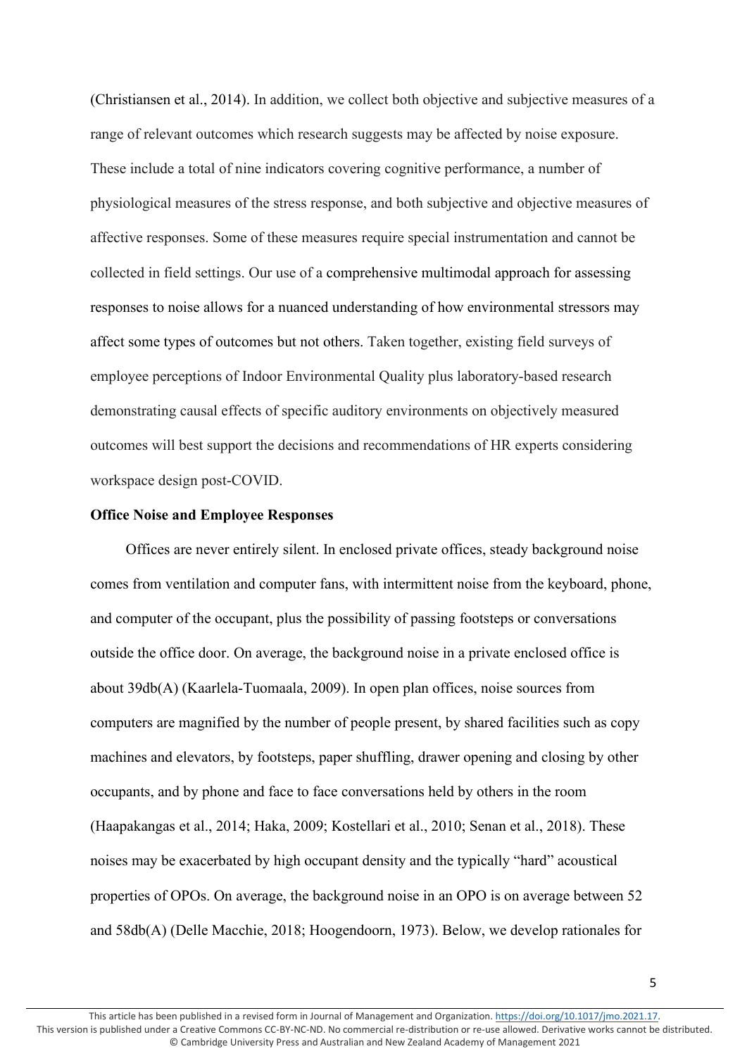(Christiansen et al., 2014). In addition, we collect both objective and subjective measures of a range of relevant outcomes which research suggests may be affected by noise exposure. These include a total of nine indicators covering cognitive performance, a number of physiological measures of the stress response, and both subjective and objective measures of affective responses. Some of these measures require special instrumentation and cannot be collected in field settings. Our use of a comprehensive multimodal approach for assessing responses to noise allows for a nuanced understanding of how environmental stressors may affect some types of outcomes but not others. Taken together, existing field surveys of employee perceptions of Indoor Environmental Quality plus laboratory-based research demonstrating causal effects of specific auditory environments on objectively measured outcomes will best support the decisions and recommendations of HR experts considering workspace design post-COVID.

**Office Noise and Employee Responses**

Offices are never entirely silent. In enclosed private offices, steady background noise comes from ventilation and computer fans, with intermittent noise from the keyboard, phone, and computer of the occupant, plus the possibility of passing footsteps or conversations outside the office door. On average, the background noise in a private enclosed office is about 39db(A) (Kaarlela-Tuomaala, 2009). In open plan offices, noise sources from computers are magnified by the number of people present, by shared facilities such as copy machines and elevators, by footsteps, paper shuffling, drawer opening and closing by other occupants, and by phone and face to face conversations held by others in the room (Haapakangas et al., 2014; Haka, 2009; Kostellari et al., 2010; Senan et al., 2018). These noises may be exacerbated by high occupant density and the typically "hard" acoustical properties of OPOs. On average, the background noise in an OPO is on average between 52 and 58db(A) (Delle Macchie, 2018; Hoogendoorn, 1973). Below, we develop rationales for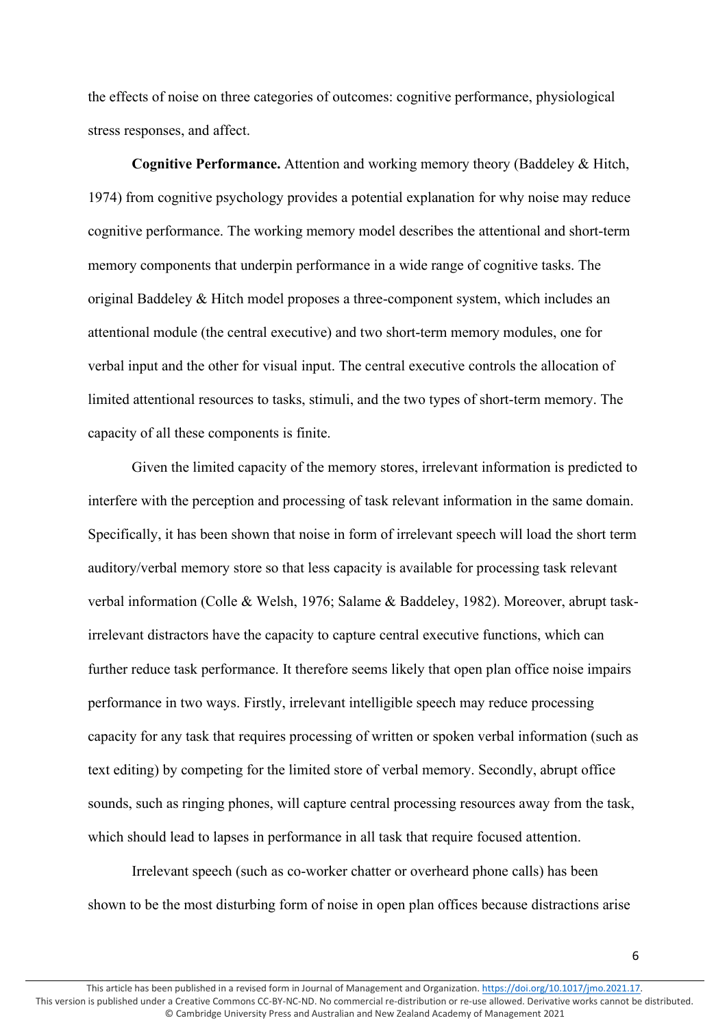the effects of noise on three categories of outcomes: cognitive performance, physiological stress responses, and affect.

**Cognitive Performance.** Attention and working memory theory (Baddeley & Hitch, 1974) from cognitive psychology provides a potential explanation for why noise may reduce cognitive performance. The working memory model describes the attentional and short-term memory components that underpin performance in a wide range of cognitive tasks. The original Baddeley & Hitch model proposes a three-component system, which includes an attentional module (the central executive) and two short-term memory modules, one for verbal input and the other for visual input. The central executive controls the allocation of limited attentional resources to tasks, stimuli, and the two types of short-term memory. The capacity of all these components is finite.

Given the limited capacity of the memory stores, irrelevant information is predicted to interfere with the perception and processing of task relevant information in the same domain. Specifically, it has been shown that noise in form of irrelevant speech will load the short term auditory/verbal memory store so that less capacity is available for processing task relevant verbal information (Colle & Welsh, 1976; Salame & Baddeley, 1982). Moreover, abrupt task-irrelevant distractors have the capacity to capture central executive functions, which can further reduce task performance. It therefore seems likely that open plan office noise impairs performance in two ways. Firstly, irrelevant intelligible speech may reduce processing capacity for any task that requires processing of written or spoken verbal information (such as text editing) by competing for the limited store of verbal memory. Secondly, abrupt office sounds, such as ringing phones, will capture central processing resources away from the task, which should lead to lapses in performance in all task that require focused attention.

Irrelevant speech (such as co-worker chatter or overheard phone calls) has been shown to be the most disturbing form of noise in open plan offices because distractions arise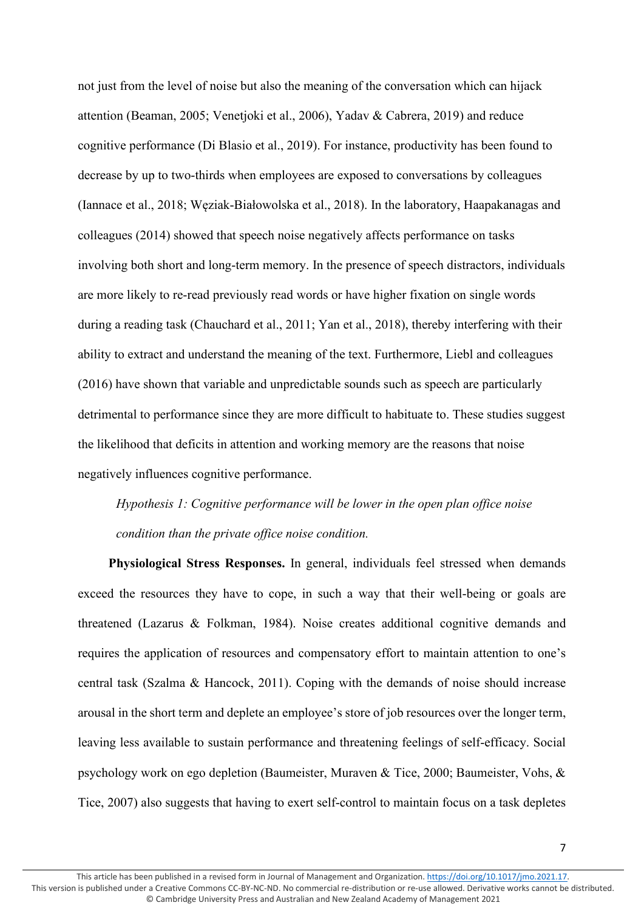not just from the level of noise but also the meaning of the conversation which can hijack attention (Beaman, 2005; Venetjoki et al., 2006), Yadav & Cabrera, 2019) and reduce cognitive performance (Di Blasio et al., 2019). For instance, productivity has been found to decrease by up to two-thirds when employees are exposed to conversations by colleagues (Iannace et al., 2018; Węziak-Białowolska et al., 2018). In the laboratory, Haapakanagas and colleagues (2014) showed that speech noise negatively affects performance on tasks involving both short and long-term memory. In the presence of speech distractors, individuals are more likely to re-read previously read words or have higher fixation on single words during a reading task (Chauchard et al., 2011; Yan et al., 2018), thereby interfering with their ability to extract and understand the meaning of the text. Furthermore, Liebl and colleagues (2016) have shown that variable and unpredictable sounds such as speech are particularly detrimental to performance since they are more difficult to habituate to. These studies suggest the likelihood that deficits in attention and working memory are the reasons that noise negatively influences cognitive performance.

*Hypothesis 1: Cognitive performance will be lower in the open plan office noise condition than the private office noise condition.*

**Physiological Stress Responses.** In general, individuals feel stressed when demands exceed the resources they have to cope, in such a way that their well-being or goals are threatened (Lazarus & Folkman, 1984). Noise creates additional cognitive demands and requires the application of resources and compensatory effort to maintain attention to one's central task (Szalma & Hancock, 2011). Coping with the demands of noise should increase arousal in the short term and deplete an employee's store of job resources over the longer term, leaving less available to sustain performance and threatening feelings of self-efficacy. Social psychology work on ego depletion (Baumeister, Muraven & Tice, 2000; Baumeister, Vohs, & Tice, 2007) also suggests that having to exert self-control to maintain focus on a task depletes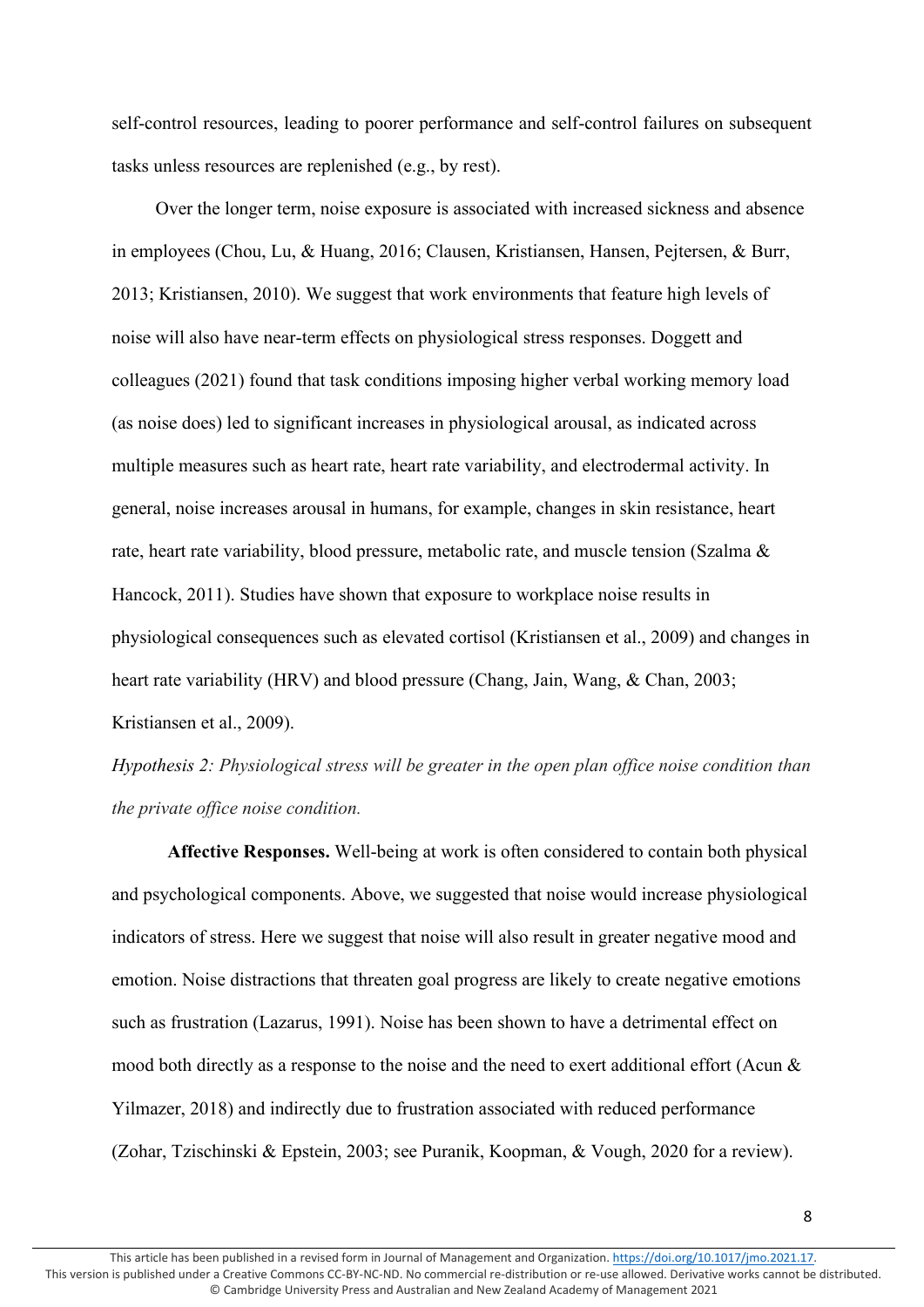self-control resources, leading to poorer performance and self-control failures on subsequent tasks unless resources are replenished (e.g., by rest).

Over the longer term, noise exposure is associated with increased sickness and absence in employees (Chou, Lu, & Huang, 2016; Clausen, Kristiansen, Hansen, Pejtersen, & Burr, 2013; Kristiansen, 2010). We suggest that work environments that feature high levels of noise will also have near-term effects on physiological stress responses. Doggett and colleagues (2021) found that task conditions imposing higher verbal working memory load (as noise does) led to significant increases in physiological arousal, as indicated across multiple measures such as heart rate, heart rate variability, and electrodermal activity. In general, noise increases arousal in humans, for example, changes in skin resistance, heart rate, heart rate variability, blood pressure, metabolic rate, and muscle tension (Szalma & Hancock, 2011). Studies have shown that exposure to workplace noise results in physiological consequences such as elevated cortisol (Kristiansen et al., 2009) and changes in heart rate variability (HRV) and blood pressure (Chang, Jain, Wang, & Chan, 2003; Kristiansen et al., 2009).

*Hypothesis 2: Physiological stress will be greater in the open plan office noise condition than the private office noise condition.*

**Affective Responses.** Well-being at work is often considered to contain both physical and psychological components. Above, we suggested that noise would increase physiological indicators of stress. Here we suggest that noise will also result in greater negative mood and emotion. Noise distractions that threaten goal progress are likely to create negative emotions such as frustration (Lazarus, 1991). Noise has been shown to have a detrimental effect on mood both directly as a response to the noise and the need to exert additional effort (Acun & Yilmazer, 2018) and indirectly due to frustration associated with reduced performance (Zohar, Tzischinski & Epstein, 2003; see Puranik, Koopman, & Vough, 2020 for a review).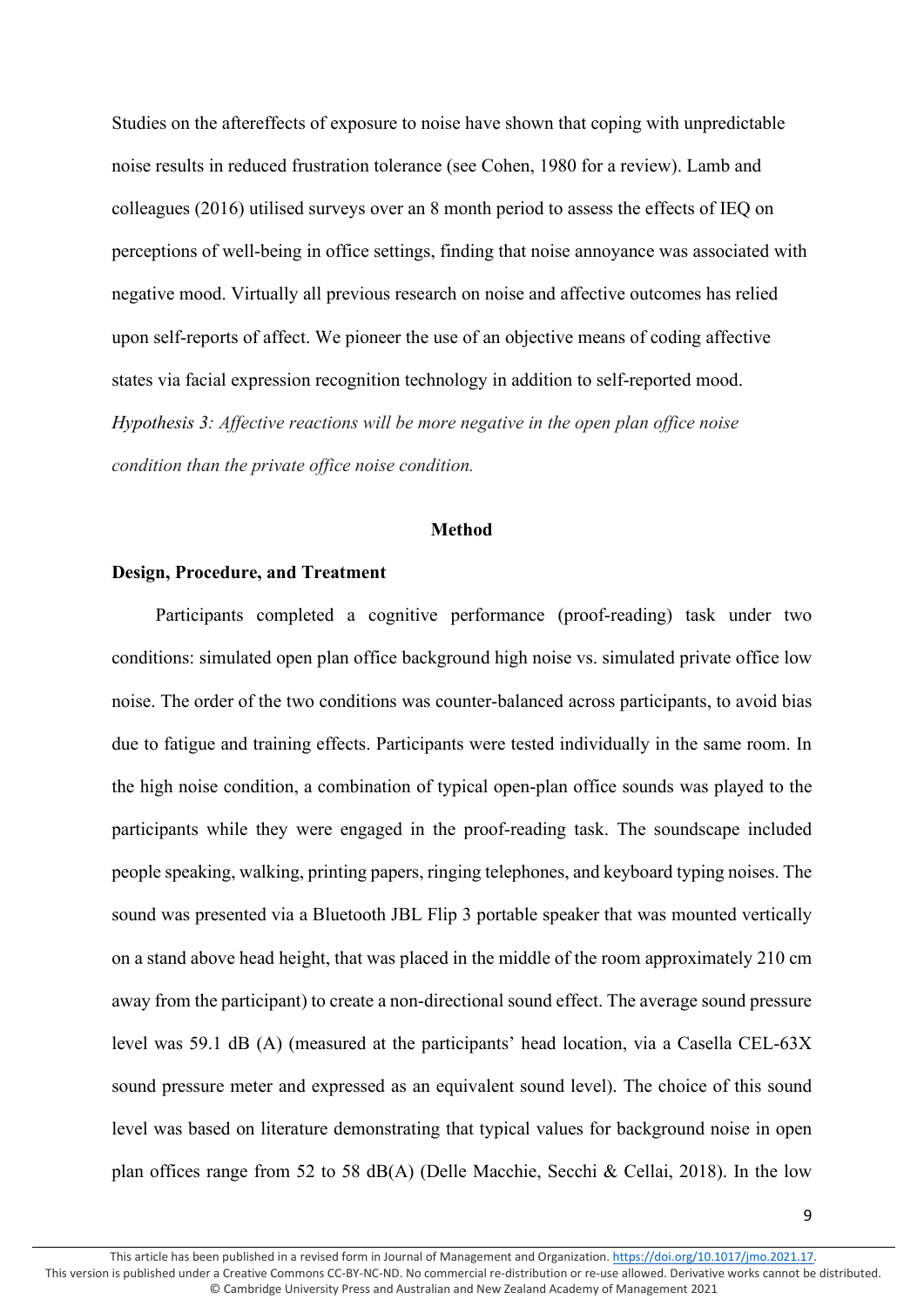Studies on the aftereffects of exposure to noise have shown that coping with unpredictable noise results in reduced frustration tolerance (see Cohen, 1980 for a review). Lamb and colleagues (2016) utilised surveys over an 8 month period to assess the effects of IEQ on perceptions of well-being in office settings, finding that noise annoyance was associated with negative mood. Virtually all previous research on noise and affective outcomes has relied upon self-reports of affect. We pioneer the use of an objective means of coding affective states via facial expression recognition technology in addition to self-reported mood.

*Hypothesis 3: Affective reactions will be more negative in the open plan office noise condition than the private office noise condition.*

## Method

### Design, Procedure, and Treatment

Participants completed a cognitive performance (proof-reading) task under two conditions: simulated open plan office background high noise vs. simulated private office low noise. The order of the two conditions was counter-balanced across participants, to avoid bias due to fatigue and training effects. Participants were tested individually in the same room. In the high noise condition, a combination of typical open-plan office sounds was played to the participants while they were engaged in the proof-reading task. The soundscape included people speaking, walking, printing papers, ringing telephones, and keyboard typing noises. The sound was presented via a Bluetooth JBL Flip 3 portable speaker that was mounted vertically on a stand above head height, that was placed in the middle of the room approximately 210 cm away from the participant) to create a non-directional sound effect. The average sound pressure level was 59.1 dB (A) (measured at the participants' head location, via a Casella CEL-63X sound pressure meter and expressed as an equivalent sound level). The choice of this sound level was based on literature demonstrating that typical values for background noise in open plan offices range from 52 to 58 dB(A) (Delle Macchie, Secchi & Cellai, 2018). In the low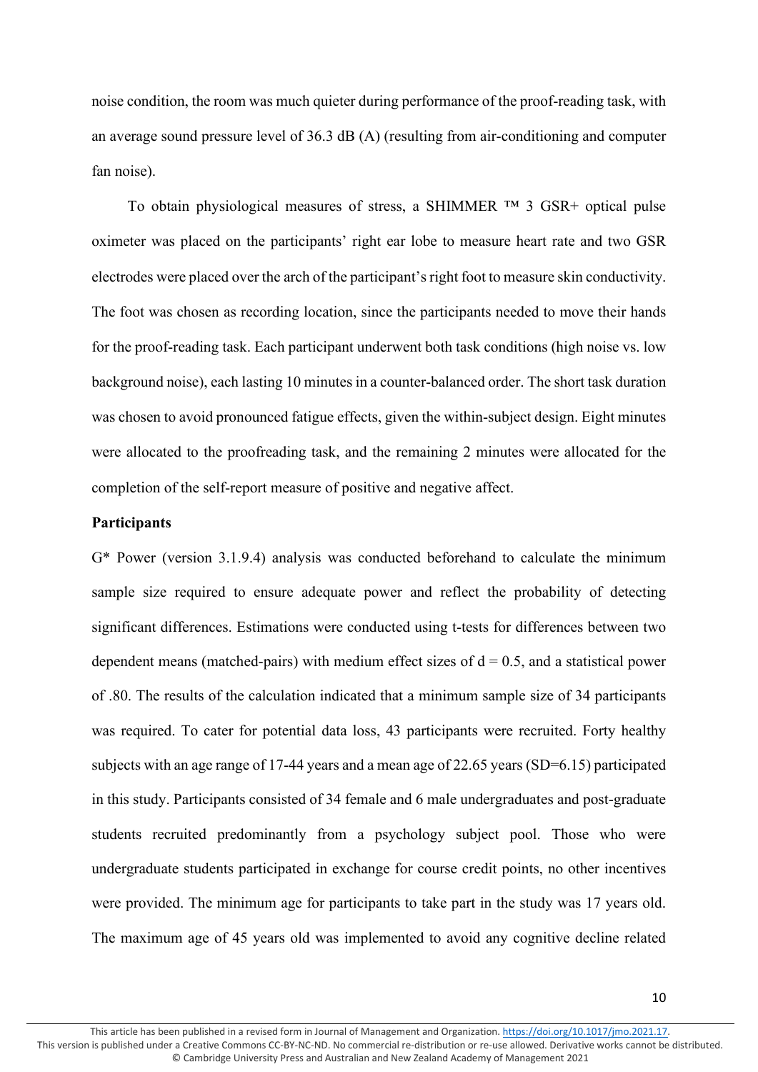noise condition, the room was much quieter during performance of the proof-reading task, with an average sound pressure level of 36.3 dB (A) (resulting from air-conditioning and computer fan noise).

To obtain physiological measures of stress, a SHIMMER ™ 3 GSR+ optical pulse oximeter was placed on the participants' right ear lobe to measure heart rate and two GSR electrodes were placed over the arch of the participant's right foot to measure skin conductivity. The foot was chosen as recording location, since the participants needed to move their hands for the proof-reading task. Each participant underwent both task conditions (high noise vs. low background noise), each lasting 10 minutes in a counter-balanced order. The short task duration was chosen to avoid pronounced fatigue effects, given the within-subject design. Eight minutes were allocated to the proofreading task, and the remaining 2 minutes were allocated for the completion of the self-report measure of positive and negative affect.

**Participants**

G* Power (version 3.1.9.4) analysis was conducted beforehand to calculate the minimum sample size required to ensure adequate power and reflect the probability of detecting significant differences. Estimations were conducted using t-tests for differences between two dependent means (matched-pairs) with medium effect sizes of $d = 0.5$, and a statistical power of .80. The results of the calculation indicated that a minimum sample size of 34 participants was required. To cater for potential data loss, 43 participants were recruited. Forty healthy subjects with an age range of 17-44 years and a mean age of 22.65 years (SD=6.15) participated in this study. Participants consisted of 34 female and 6 male undergraduates and post-graduate students recruited predominantly from a psychology subject pool. Those who were undergraduate students participated in exchange for course credit points, no other incentives were provided. The minimum age for participants to take part in the study was 17 years old. The maximum age of 45 years old was implemented to avoid any cognitive decline related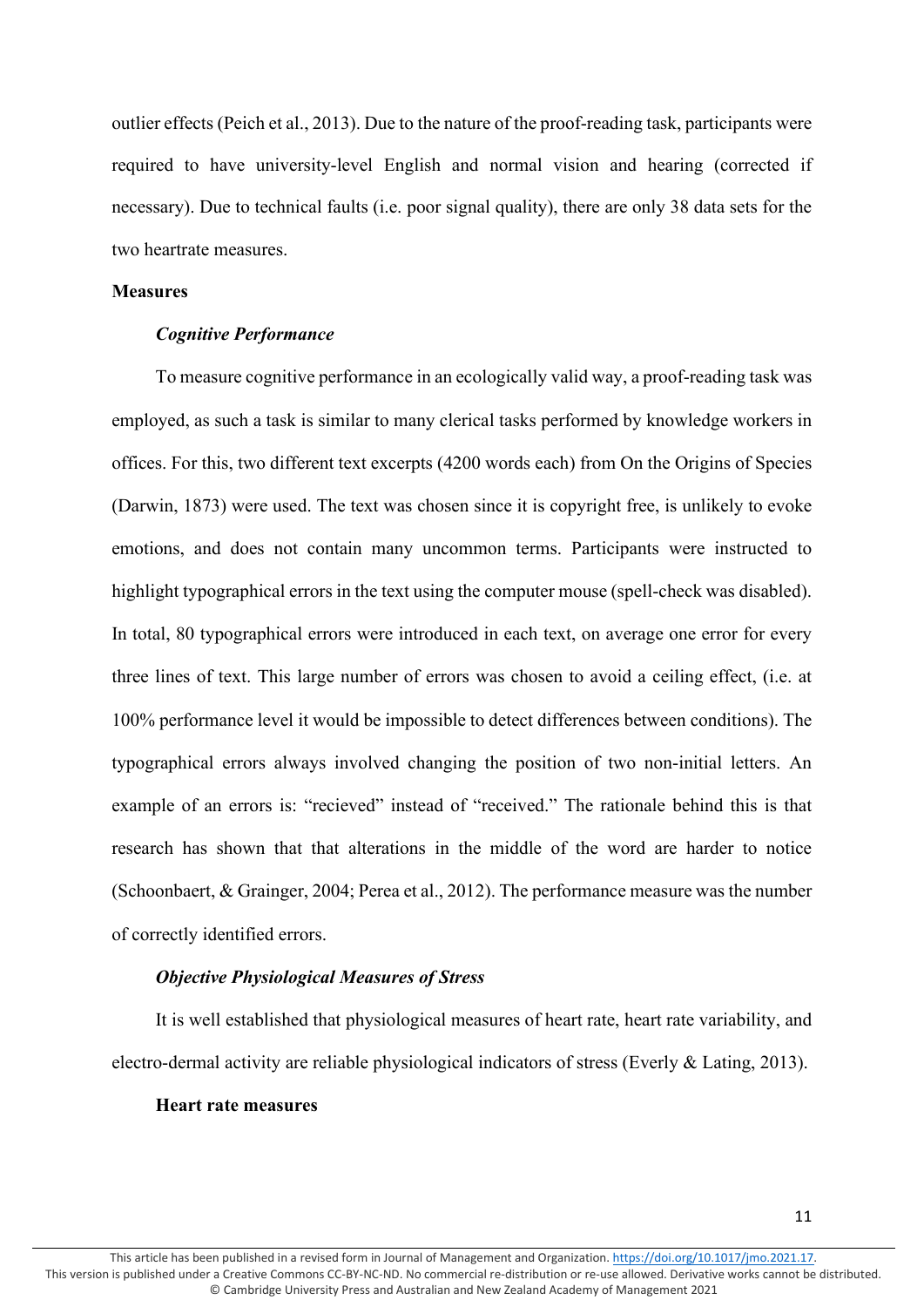outlier effects (Peich et al., 2013). Due to the nature of the proof-reading task, participants were required to have university-level English and normal vision and hearing (corrected if necessary). Due to technical faults (i.e. poor signal quality), there are only 38 data sets for the two heartrate measures.

**Measures**

***Cognitive Performance***

To measure cognitive performance in an ecologically valid way, a proof-reading task was employed, as such a task is similar to many clerical tasks performed by knowledge workers in offices. For this, two different text excerpts (4200 words each) from On the Origins of Species (Darwin, 1873) were used. The text was chosen since it is copyright free, is unlikely to evoke emotions, and does not contain many uncommon terms. Participants were instructed to highlight typographical errors in the text using the computer mouse (spell-check was disabled). In total, 80 typographical errors were introduced in each text, on average one error for every three lines of text. This large number of errors was chosen to avoid a ceiling effect, (i.e. at 100% performance level it would be impossible to detect differences between conditions). The typographical errors always involved changing the position of two non-initial letters. An example of an errors is: "recieved" instead of "received." The rationale behind this is that research has shown that that alterations in the middle of the word are harder to notice (Schoonbaert, & Grainger, 2004; Perea et al., 2012). The performance measure was the number of correctly identified errors.

***Objective Physiological Measures of Stress***

It is well established that physiological measures of heart rate, heart rate variability, and electro-dermal activity are reliable physiological indicators of stress (Everly & Lating, 2013).

**Heart rate measures**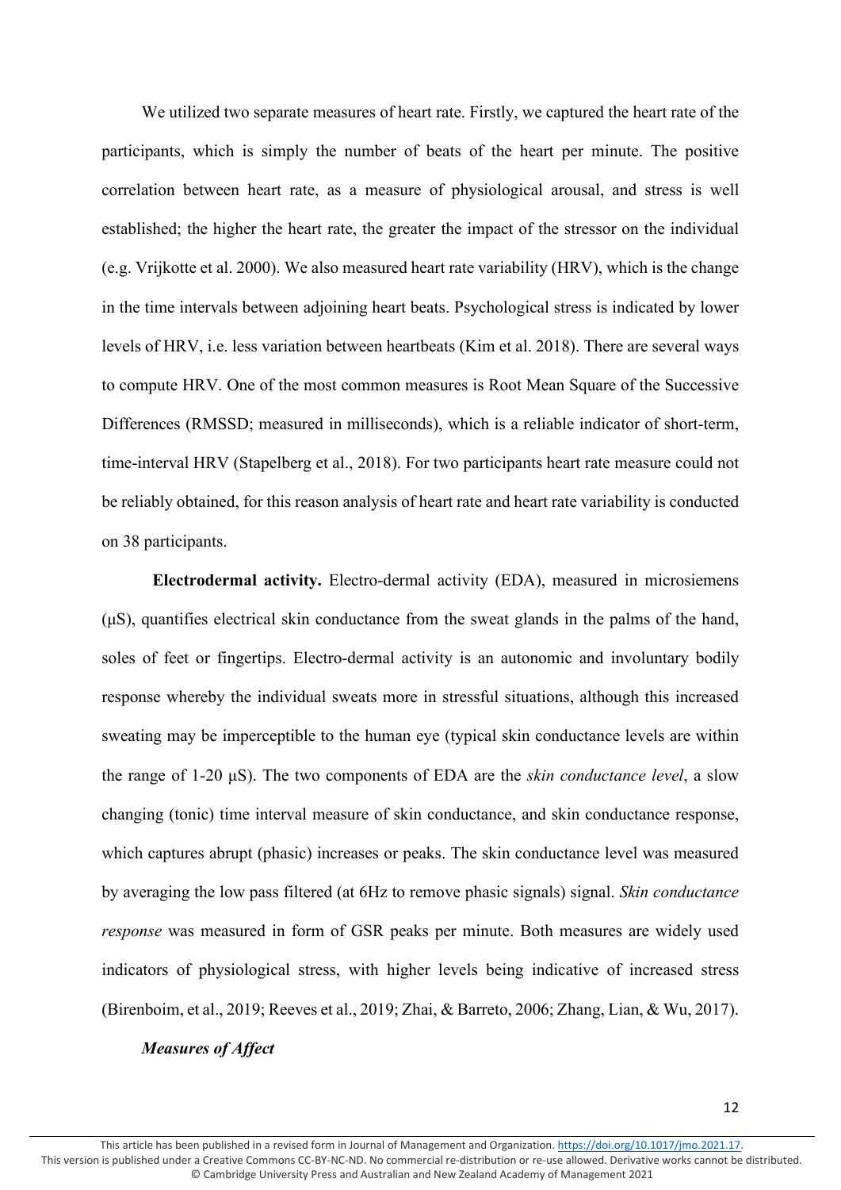We utilized two separate measures of heart rate. Firstly, we captured the heart rate of the participants, which is simply the number of beats of the heart per minute. The positive correlation between heart rate, as a measure of physiological arousal, and stress is well established; the higher the heart rate, the greater the impact of the stressor on the individual (e.g. Vrijkotte et al. 2000). We also measured heart rate variability (HRV), which is the change in the time intervals between adjoining heart beats. Psychological stress is indicated by lower levels of HRV, i.e. less variation between heartbeats (Kim et al. 2018). There are several ways to compute HRV. One of the most common measures is Root Mean Square of the Successive Differences (RMSSD; measured in milliseconds), which is a reliable indicator of short-term, time-interval HRV (Stapelberg et al., 2018). For two participants heart rate measure could not be reliably obtained, for this reason analysis of heart rate and heart rate variability is conducted on 38 participants.

**Electrodermal activity.** Electro-dermal activity (EDA), measured in microsiemens (μS), quantifies electrical skin conductance from the sweat glands in the palms of the hand, soles of feet or fingertips. Electro-dermal activity is an autonomic and involuntary bodily response whereby the individual sweats more in stressful situations, although this increased sweating may be imperceptible to the human eye (typical skin conductance levels are within the range of 1-20 μS). The two components of EDA are the *skin conductance level*, a slow changing (tonic) time interval measure of skin conductance, and skin conductance response, which captures abrupt (phasic) increases or peaks. The skin conductance level was measured by averaging the low pass filtered (at 6Hz to remove phasic signals) signal. *Skin conductance response* was measured in form of GSR peaks per minute. Both measures are widely used indicators of physiological stress, with higher levels being indicative of increased stress (Birenboim, et al., 2019; Reeves et al., 2019; Zhai, & Barreto, 2006; Zhang, Lian, & Wu, 2017).

***Measures of Affect***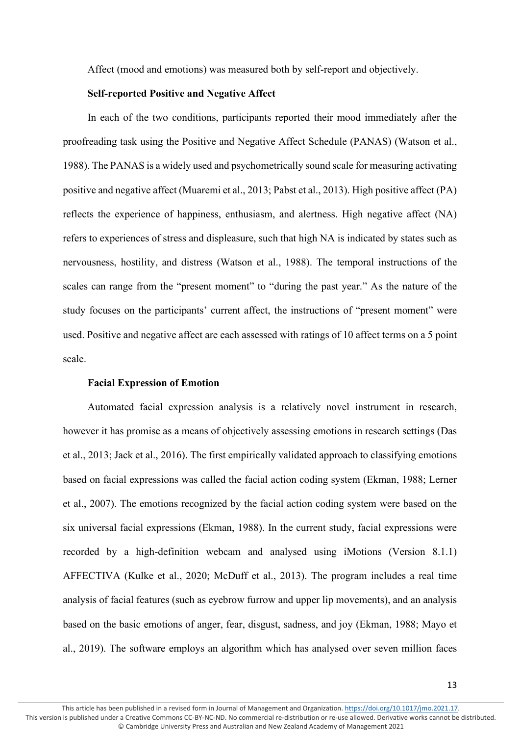Affect (mood and emotions) was measured both by self-report and objectively.

**Self-reported Positive and Negative Affect**

In each of the two conditions, participants reported their mood immediately after the proofreading task using the Positive and Negative Affect Schedule (PANAS) (Watson et al., 1988). The PANAS is a widely used and psychometrically sound scale for measuring activating positive and negative affect (Muaremi et al., 2013; Pabst et al., 2013). High positive affect (PA) reflects the experience of happiness, enthusiasm, and alertness. High negative affect (NA) refers to experiences of stress and displeasure, such that high NA is indicated by states such as nervousness, hostility, and distress (Watson et al., 1988). The temporal instructions of the scales can range from the "present moment" to "during the past year." As the nature of the study focuses on the participants' current affect, the instructions of "present moment" were used. Positive and negative affect are each assessed with ratings of 10 affect terms on a 5 point scale.

**Facial Expression of Emotion**

Automated facial expression analysis is a relatively novel instrument in research, however it has promise as a means of objectively assessing emotions in research settings (Das et al., 2013; Jack et al., 2016). The first empirically validated approach to classifying emotions based on facial expressions was called the facial action coding system (Ekman, 1988; Lerner et al., 2007). The emotions recognized by the facial action coding system were based on the six universal facial expressions (Ekman, 1988). In the current study, facial expressions were recorded by a high-definition webcam and analysed using iMotions (Version 8.1.1) AFFECTIVA (Kulke et al., 2020; McDuff et al., 2013). The program includes a real time analysis of facial features (such as eyebrow furrow and upper lip movements), and an analysis based on the basic emotions of anger, fear, disgust, sadness, and joy (Ekman, 1988; Mayo et al., 2019). The software employs an algorithm which has analysed over seven million faces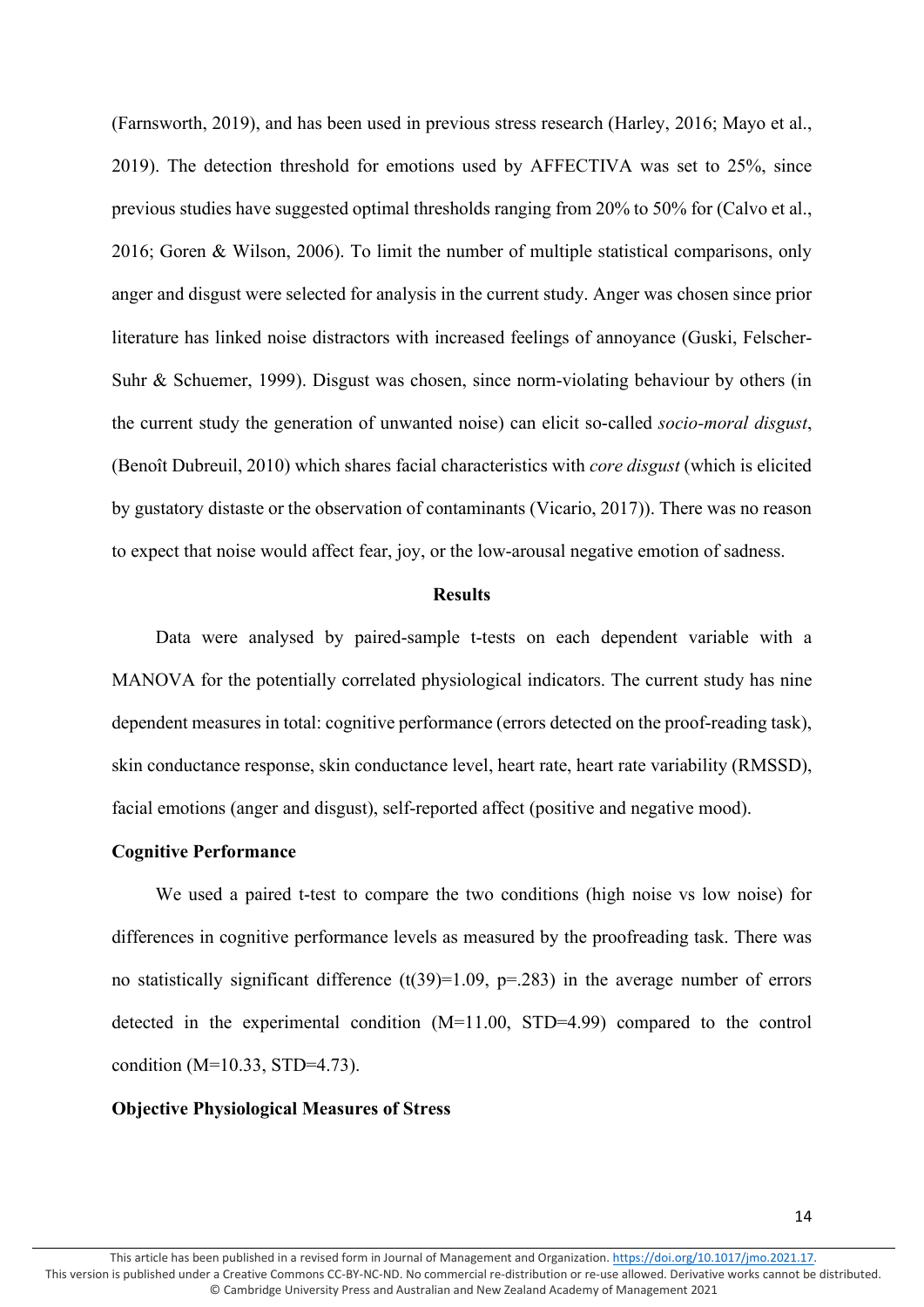(Farnsworth, 2019), and has been used in previous stress research (Harley, 2016; Mayo et al., 2019). The detection threshold for emotions used by AFFECTIVA was set to 25%, since previous studies have suggested optimal thresholds ranging from 20% to 50% for (Calvo et al., 2016; Goren & Wilson, 2006). To limit the number of multiple statistical comparisons, only anger and disgust were selected for analysis in the current study. Anger was chosen since prior literature has linked noise distractors with increased feelings of annoyance (Guski, Felscher-Suhr & Schuemer, 1999). Disgust was chosen, since norm-violating behaviour by others (in the current study the generation of unwanted noise) can elicit so-called *socio-moral disgust*, (Benoît Dubreuil, 2010) which shares facial characteristics with *core disgust* (which is elicited by gustatory distaste or the observation of contaminants (Vicario, 2017)). There was no reason to expect that noise would affect fear, joy, or the low-arousal negative emotion of sadness.

## Results

Data were analysed by paired-sample t-tests on each dependent variable with a MANOVA for the potentially correlated physiological indicators. The current study has nine dependent measures in total: cognitive performance (errors detected on the proof-reading task), skin conductance response, skin conductance level, heart rate, heart rate variability (RMSSD), facial emotions (anger and disgust), self-reported affect (positive and negative mood).

### Cognitive Performance

We used a paired t-test to compare the two conditions (high noise vs low noise) for differences in cognitive performance levels as measured by the proofreading task. There was no statistically significant difference ($t(39)=1.09$, $p=.283$) in the average number of errors detected in the experimental condition ($M=11.00$, $STD=4.99$) compared to the control condition ($M=10.33$, $STD=4.73$).

### Objective Physiological Measures of Stress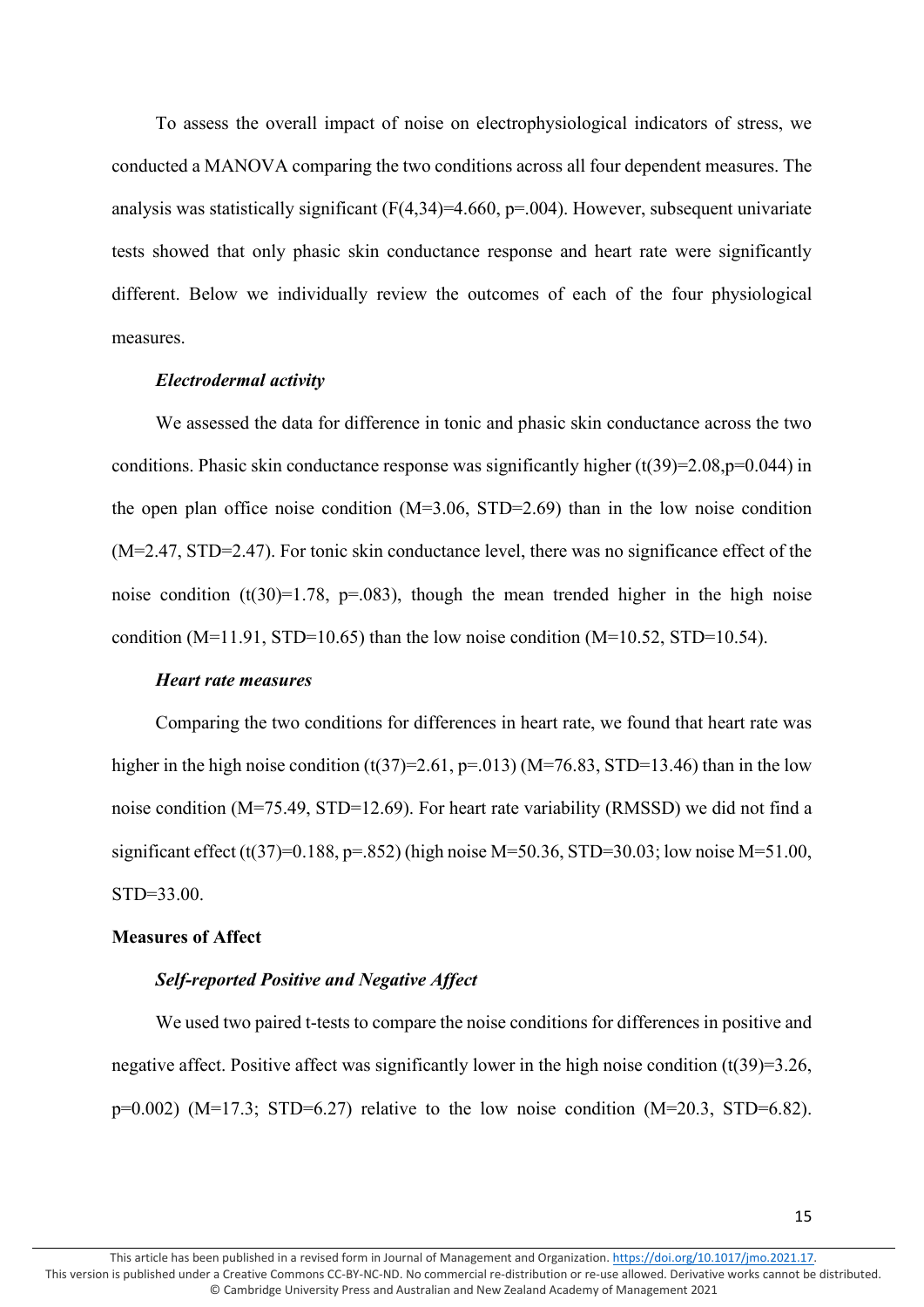To assess the overall impact of noise on electrophysiological indicators of stress, we conducted a MANOVA comparing the two conditions across all four dependent measures. The analysis was statistically significant ($F(4,34)=4.660$, $p=.004$). However, subsequent univariate tests showed that only phasic skin conductance response and heart rate were significantly different. Below we individually review the outcomes of each of the four physiological measures.

### *Electrodermal activity*

We assessed the data for difference in tonic and phasic skin conductance across the two conditions. Phasic skin conductance response was significantly higher ($t(39)=2.08$, $p=0.044$) in the open plan office noise condition (M=3.06, STD=2.69) than in the low noise condition (M=2.47, STD=2.47). For tonic skin conductance level, there was no significance effect of the noise condition ($t(30)=1.78$, $p=.083$), though the mean trended higher in the high noise condition (M=11.91, STD=10.65) than the low noise condition (M=10.52, STD=10.54).

### *Heart rate measures*

Comparing the two conditions for differences in heart rate, we found that heart rate was higher in the high noise condition ($t(37)=2.61$, $p=.013$) (M=76.83, STD=13.46) than in the low noise condition (M=75.49, STD=12.69). For heart rate variability (RMSSD) we did not find a significant effect ($t(37)=0.188$, $p=.852$) (high noise M=50.36, STD=30.03; low noise M=51.00, STD=33.00.

## Measures of Affect

### *Self-reported Positive and Negative Affect*

We used two paired t-tests to compare the noise conditions for differences in positive and negative affect. Positive affect was significantly lower in the high noise condition ($t(39)=3.26$, $p=0.002$) (M=17.3; STD=6.27) relative to the low noise condition (M=20.3, STD=6.82).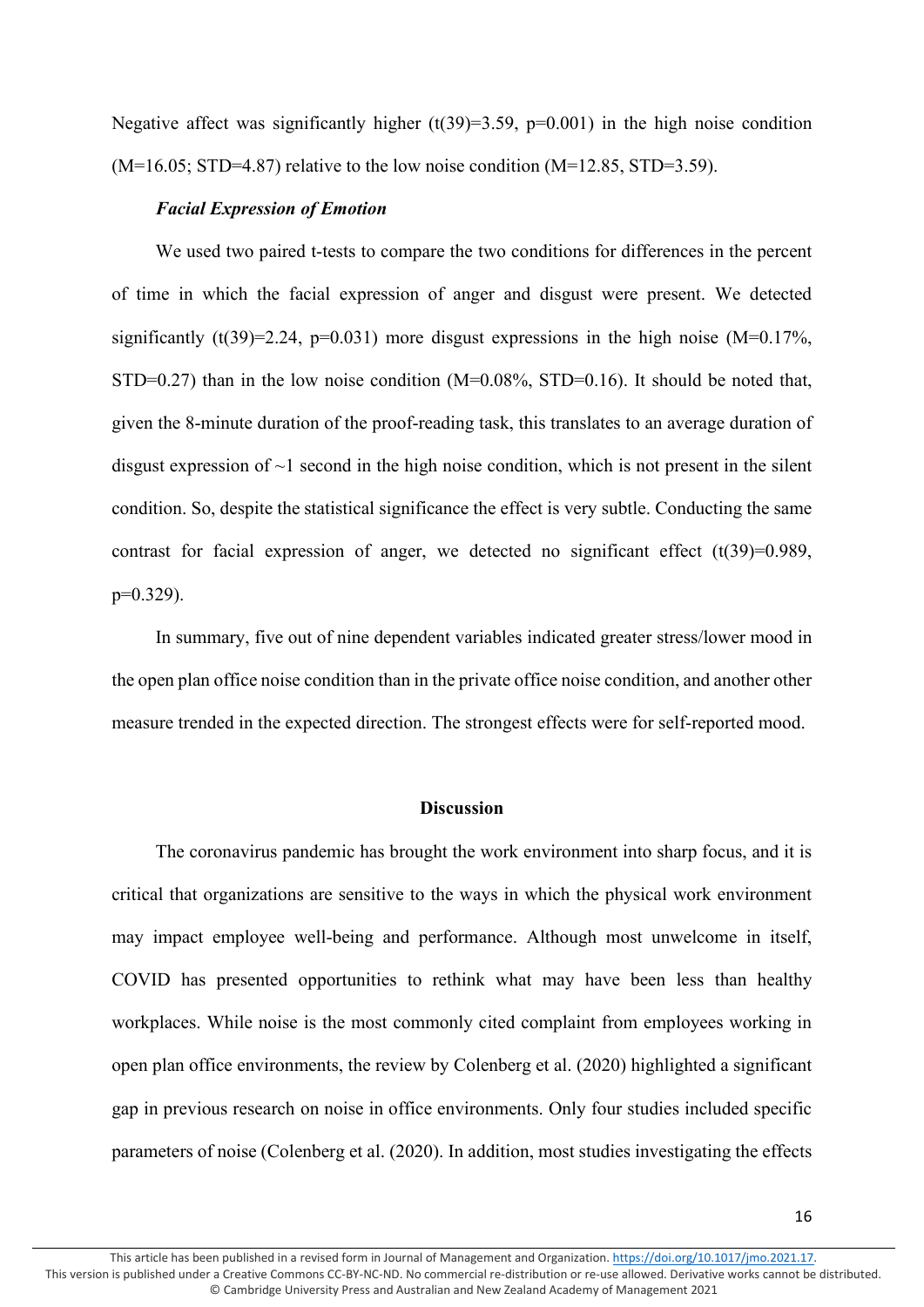Negative affect was significantly higher ($t(39)=3.59$, $p=0.001$) in the high noise condition ($M=16.05$; $STD=4.87$) relative to the low noise condition ($M=12.85$, $STD=3.59$).

### *Facial Expression of Emotion*

We used two paired t-tests to compare the two conditions for differences in the percent of time in which the facial expression of anger and disgust were present. We detected significantly ($t(39)=2.24$, $p=0.031$) more disgust expressions in the high noise ($M=0.17\%$, $STD=0.27$) than in the low noise condition ($M=0.08\%$, $STD=0.16$). It should be noted that, given the 8-minute duration of the proof-reading task, this translates to an average duration of disgust expression of ~1 second in the high noise condition, which is not present in the silent condition. So, despite the statistical significance the effect is very subtle. Conducting the same contrast for facial expression of anger, we detected no significant effect ($t(39)=0.989$, $p=0.329$).

In summary, five out of nine dependent variables indicated greater stress/lower mood in the open plan office noise condition than in the private office noise condition, and another other measure trended in the expected direction. The strongest effects were for self-reported mood.

## Discussion

The coronavirus pandemic has brought the work environment into sharp focus, and it is critical that organizations are sensitive to the ways in which the physical work environment may impact employee well-being and performance. Although most unwelcome in itself, COVID has presented opportunities to rethink what may have been less than healthy workplaces. While noise is the most commonly cited complaint from employees working in open plan office environments, the review by Colenberg et al. (2020) highlighted a significant gap in previous research on noise in office environments. Only four studies included specific parameters of noise (Colenberg et al. (2020). In addition, most studies investigating the effects

This article has been published in a revised form in Journal of Management and Organization. https://doi.org/10.1017/jmo.2021.17. This version is published under a Creative Commons CC-BY-NC-ND. No commercial re-distribution or re-use allowed. Derivative works cannot be distributed. © Cambridge University Press and Australian and New Zealand Academy of Management 2021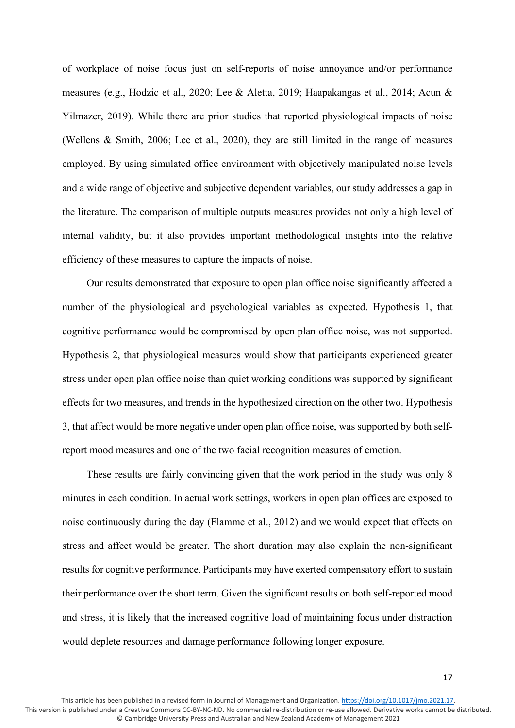of workplace of noise focus just on self-reports of noise annoyance and/or performance measures (e.g., Hodzic et al., 2020; Lee & Aletta, 2019; Haapakangas et al., 2014; Acun & Yilmazer, 2019). While there are prior studies that reported physiological impacts of noise (Wellens & Smith, 2006; Lee et al., 2020), they are still limited in the range of measures employed. By using simulated office environment with objectively manipulated noise levels and a wide range of objective and subjective dependent variables, our study addresses a gap in the literature. The comparison of multiple outputs measures provides not only a high level of internal validity, but it also provides important methodological insights into the relative efficiency of these measures to capture the impacts of noise.

Our results demonstrated that exposure to open plan office noise significantly affected a number of the physiological and psychological variables as expected. Hypothesis 1, that cognitive performance would be compromised by open plan office noise, was not supported. Hypothesis 2, that physiological measures would show that participants experienced greater stress under open plan office noise than quiet working conditions was supported by significant effects for two measures, and trends in the hypothesized direction on the other two. Hypothesis 3, that affect would be more negative under open plan office noise, was supported by both self-report mood measures and one of the two facial recognition measures of emotion.

These results are fairly convincing given that the work period in the study was only 8 minutes in each condition. In actual work settings, workers in open plan offices are exposed to noise continuously during the day (Flamme et al., 2012) and we would expect that effects on stress and affect would be greater. The short duration may also explain the non-significant results for cognitive performance. Participants may have exerted compensatory effort to sustain their performance over the short term. Given the significant results on both self-reported mood and stress, it is likely that the increased cognitive load of maintaining focus under distraction would deplete resources and damage performance following longer exposure.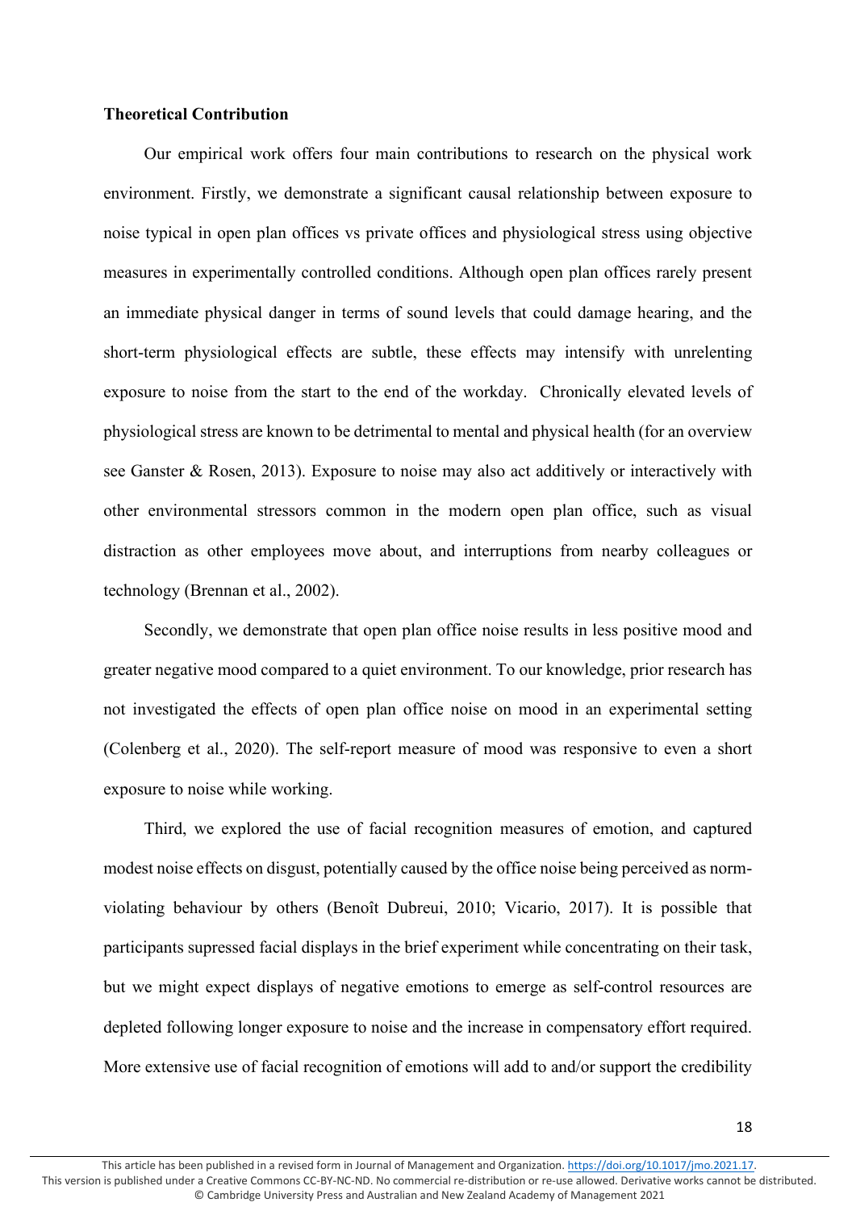**Theoretical Contribution**

Our empirical work offers four main contributions to research on the physical work environment. Firstly, we demonstrate a significant causal relationship between exposure to noise typical in open plan offices vs private offices and physiological stress using objective measures in experimentally controlled conditions. Although open plan offices rarely present an immediate physical danger in terms of sound levels that could damage hearing, and the short-term physiological effects are subtle, these effects may intensify with unrelenting exposure to noise from the start to the end of the workday. Chronically elevated levels of physiological stress are known to be detrimental to mental and physical health (for an overview see Ganster & Rosen, 2013). Exposure to noise may also act additively or interactively with other environmental stressors common in the modern open plan office, such as visual distraction as other employees move about, and interruptions from nearby colleagues or technology (Brennan et al., 2002).

Secondly, we demonstrate that open plan office noise results in less positive mood and greater negative mood compared to a quiet environment. To our knowledge, prior research has not investigated the effects of open plan office noise on mood in an experimental setting (Colenberg et al., 2020). The self-report measure of mood was responsive to even a short exposure to noise while working.

Third, we explored the use of facial recognition measures of emotion, and captured modest noise effects on disgust, potentially caused by the office noise being perceived as norm-violating behaviour by others (Benoît Dubreui, 2010; Vicario, 2017). It is possible that participants supressed facial displays in the brief experiment while concentrating on their task, but we might expect displays of negative emotions to emerge as self-control resources are depleted following longer exposure to noise and the increase in compensatory effort required. More extensive use of facial recognition of emotions will add to and/or support the credibility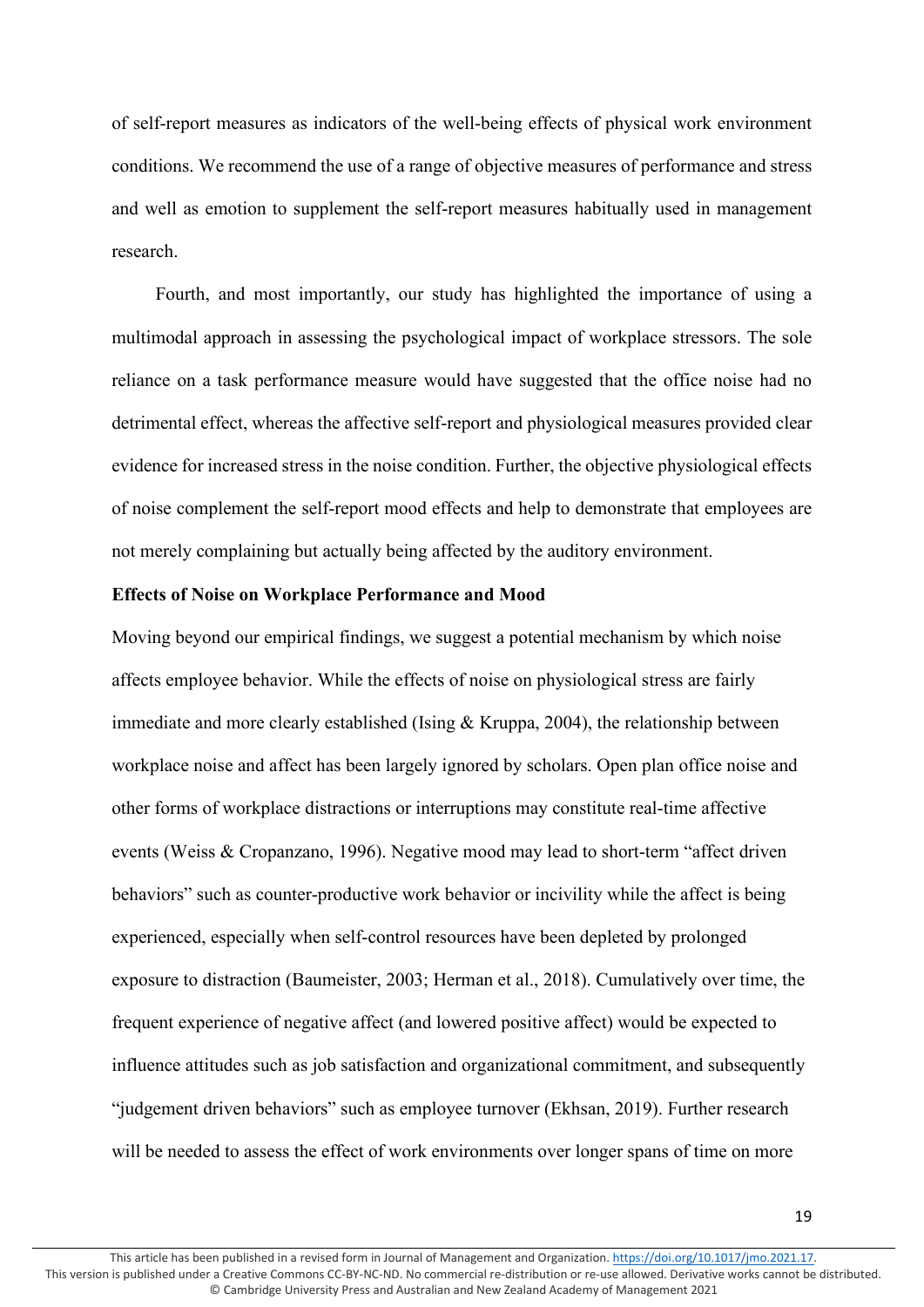of self-report measures as indicators of the well-being effects of physical work environment conditions. We recommend the use of a range of objective measures of performance and stress and well as emotion to supplement the self-report measures habitually used in management research.

Fourth, and most importantly, our study has highlighted the importance of using a multimodal approach in assessing the psychological impact of workplace stressors. The sole reliance on a task performance measure would have suggested that the office noise had no detrimental effect, whereas the affective self-report and physiological measures provided clear evidence for increased stress in the noise condition. Further, the objective physiological effects of noise complement the self-report mood effects and help to demonstrate that employees are not merely complaining but actually being affected by the auditory environment.

**Effects of Noise on Workplace Performance and Mood**

Moving beyond our empirical findings, we suggest a potential mechanism by which noise affects employee behavior. While the effects of noise on physiological stress are fairly immediate and more clearly established (Ising & Kruppa, 2004), the relationship between workplace noise and affect has been largely ignored by scholars. Open plan office noise and other forms of workplace distractions or interruptions may constitute real-time affective events (Weiss & Cropanzano, 1996). Negative mood may lead to short-term "affect driven behaviors" such as counter-productive work behavior or incivility while the affect is being experienced, especially when self-control resources have been depleted by prolonged exposure to distraction (Baumeister, 2003; Herman et al., 2018). Cumulatively over time, the frequent experience of negative affect (and lowered positive affect) would be expected to influence attitudes such as job satisfaction and organizational commitment, and subsequently "judgement driven behaviors" such as employee turnover (Ekhsan, 2019). Further research will be needed to assess the effect of work environments over longer spans of time on more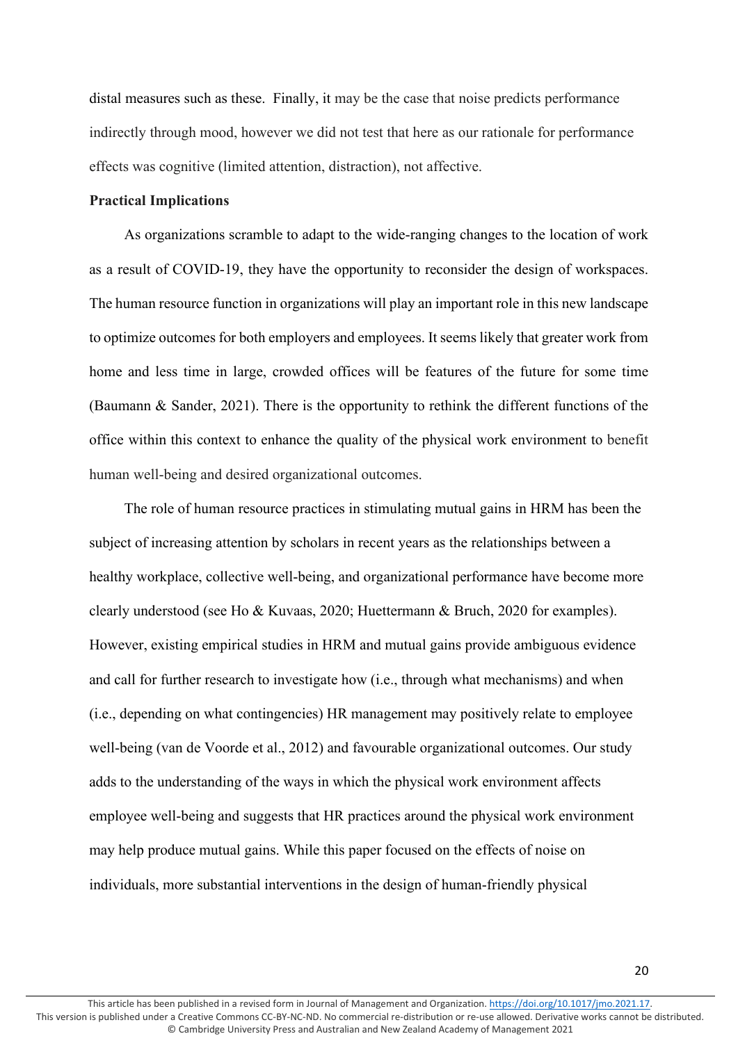distal measures such as these. Finally, it may be the case that noise predicts performance indirectly through mood, however we did not test that here as our rationale for performance effects was cognitive (limited attention, distraction), not affective.

**Practical Implications**

As organizations scramble to adapt to the wide-ranging changes to the location of work as a result of COVID-19, they have the opportunity to reconsider the design of workspaces. The human resource function in organizations will play an important role in this new landscape to optimize outcomes for both employers and employees. It seems likely that greater work from home and less time in large, crowded offices will be features of the future for some time (Baumann & Sander, 2021). There is the opportunity to rethink the different functions of the office within this context to enhance the quality of the physical work environment to benefit human well-being and desired organizational outcomes.

The role of human resource practices in stimulating mutual gains in HRM has been the subject of increasing attention by scholars in recent years as the relationships between a healthy workplace, collective well-being, and organizational performance have become more clearly understood (see Ho & Kuvaas, 2020; Huettermann & Bruch, 2020 for examples). However, existing empirical studies in HRM and mutual gains provide ambiguous evidence and call for further research to investigate how (i.e., through what mechanisms) and when (i.e., depending on what contingencies) HR management may positively relate to employee well-being (van de Voorde et al., 2012) and favourable organizational outcomes. Our study adds to the understanding of the ways in which the physical work environment affects employee well-being and suggests that HR practices around the physical work environment may help produce mutual gains. While this paper focused on the effects of noise on individuals, more substantial interventions in the design of human-friendly physical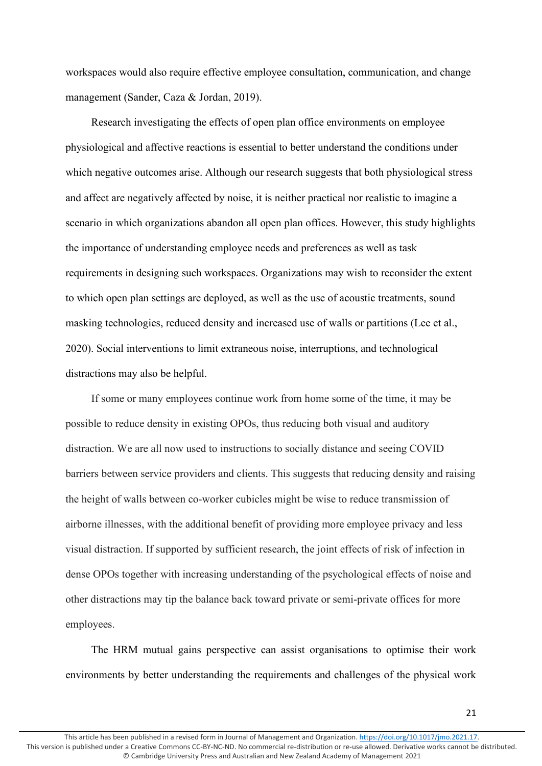workspaces would also require effective employee consultation, communication, and change management (Sander, Caza & Jordan, 2019).

Research investigating the effects of open plan office environments on employee physiological and affective reactions is essential to better understand the conditions under which negative outcomes arise. Although our research suggests that both physiological stress and affect are negatively affected by noise, it is neither practical nor realistic to imagine a scenario in which organizations abandon all open plan offices. However, this study highlights the importance of understanding employee needs and preferences as well as task requirements in designing such workspaces. Organizations may wish to reconsider the extent to which open plan settings are deployed, as well as the use of acoustic treatments, sound masking technologies, reduced density and increased use of walls or partitions (Lee et al., 2020). Social interventions to limit extraneous noise, interruptions, and technological distractions may also be helpful.

If some or many employees continue work from home some of the time, it may be possible to reduce density in existing OPOs, thus reducing both visual and auditory distraction. We are all now used to instructions to socially distance and seeing COVID barriers between service providers and clients. This suggests that reducing density and raising the height of walls between co-worker cubicles might be wise to reduce transmission of airborne illnesses, with the additional benefit of providing more employee privacy and less visual distraction. If supported by sufficient research, the joint effects of risk of infection in dense OPOs together with increasing understanding of the psychological effects of noise and other distractions may tip the balance back toward private or semi-private offices for more employees.

The HRM mutual gains perspective can assist organisations to optimise their work environments by better understanding the requirements and challenges of the physical work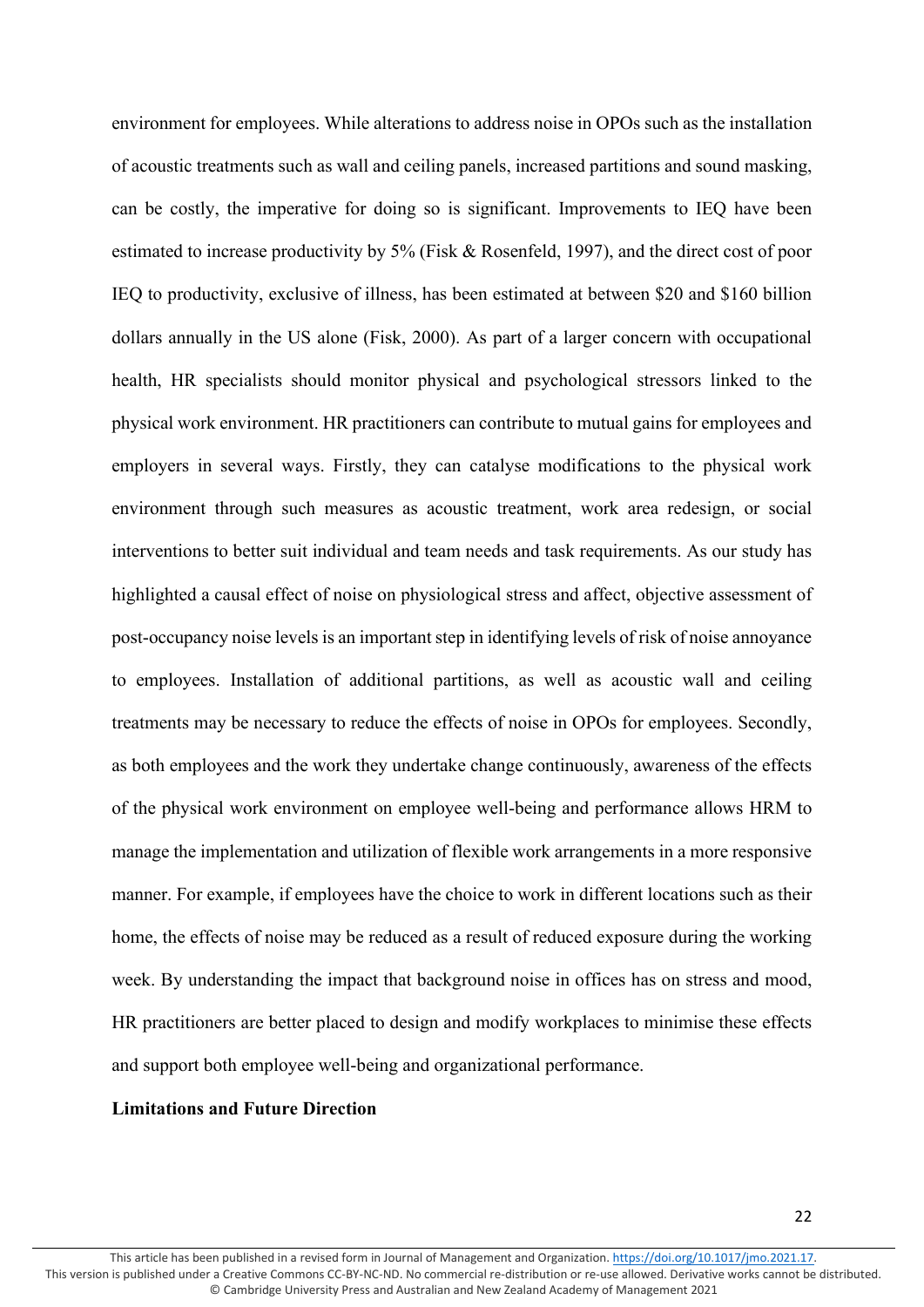environment for employees. While alterations to address noise in OPOs such as the installation of acoustic treatments such as wall and ceiling panels, increased partitions and sound masking, can be costly, the imperative for doing so is significant. Improvements to IEQ have been estimated to increase productivity by 5% (Fisk & Rosenfeld, 1997), and the direct cost of poor IEQ to productivity, exclusive of illness, has been estimated at between $20 and $160 billion dollars annually in the US alone (Fisk, 2000). As part of a larger concern with occupational health, HR specialists should monitor physical and psychological stressors linked to the physical work environment. HR practitioners can contribute to mutual gains for employees and employers in several ways. Firstly, they can catalyse modifications to the physical work environment through such measures as acoustic treatment, work area redesign, or social interventions to better suit individual and team needs and task requirements. As our study has highlighted a causal effect of noise on physiological stress and affect, objective assessment of post-occupancy noise levels is an important step in identifying levels of risk of noise annoyance to employees. Installation of additional partitions, as well as acoustic wall and ceiling treatments may be necessary to reduce the effects of noise in OPOs for employees. Secondly, as both employees and the work they undertake change continuously, awareness of the effects of the physical work environment on employee well-being and performance allows HRM to manage the implementation and utilization of flexible work arrangements in a more responsive manner. For example, if employees have the choice to work in different locations such as their home, the effects of noise may be reduced as a result of reduced exposure during the working week. By understanding the impact that background noise in offices has on stress and mood, HR practitioners are better placed to design and modify workplaces to minimise these effects and support both employee well-being and organizational performance.

**Limitations and Future Direction**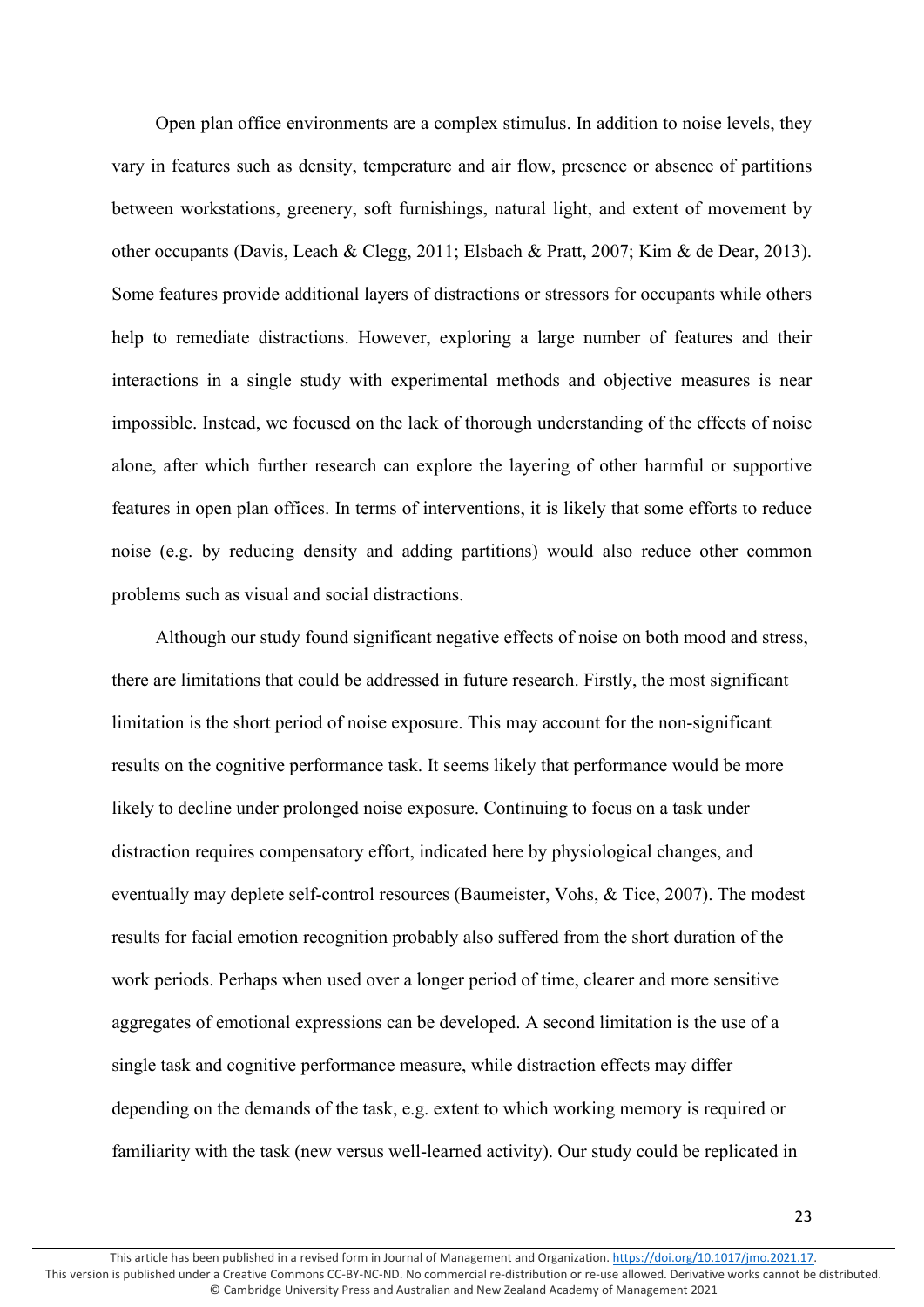Open plan office environments are a complex stimulus. In addition to noise levels, they vary in features such as density, temperature and air flow, presence or absence of partitions between workstations, greenery, soft furnishings, natural light, and extent of movement by other occupants (Davis, Leach & Clegg, 2011; Elsbach & Pratt, 2007; Kim & de Dear, 2013). Some features provide additional layers of distractions or stressors for occupants while others help to remediate distractions. However, exploring a large number of features and their interactions in a single study with experimental methods and objective measures is near impossible. Instead, we focused on the lack of thorough understanding of the effects of noise alone, after which further research can explore the layering of other harmful or supportive features in open plan offices. In terms of interventions, it is likely that some efforts to reduce noise (e.g. by reducing density and adding partitions) would also reduce other common problems such as visual and social distractions.

Although our study found significant negative effects of noise on both mood and stress, there are limitations that could be addressed in future research. Firstly, the most significant limitation is the short period of noise exposure. This may account for the non-significant results on the cognitive performance task. It seems likely that performance would be more likely to decline under prolonged noise exposure. Continuing to focus on a task under distraction requires compensatory effort, indicated here by physiological changes, and eventually may deplete self-control resources (Baumeister, Vohs, & Tice, 2007). The modest results for facial emotion recognition probably also suffered from the short duration of the work periods. Perhaps when used over a longer period of time, clearer and more sensitive aggregates of emotional expressions can be developed. A second limitation is the use of a single task and cognitive performance measure, while distraction effects may differ depending on the demands of the task, e.g. extent to which working memory is required or familiarity with the task (new versus well-learned activity). Our study could be replicated in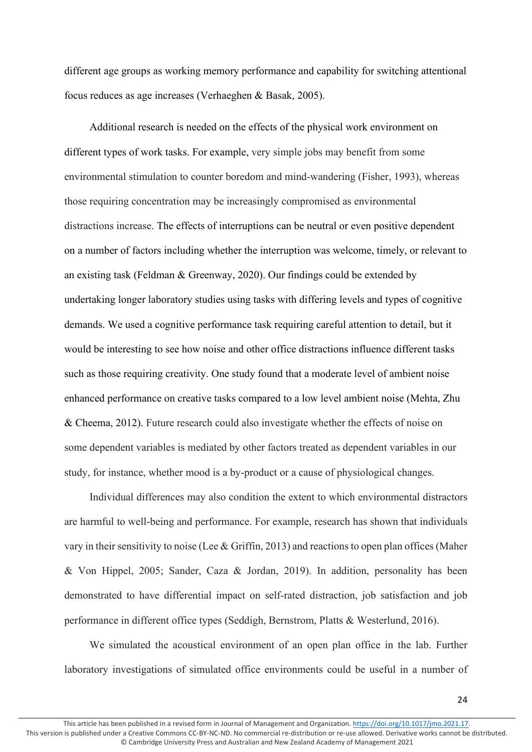different age groups as working memory performance and capability for switching attentional focus reduces as age increases (Verhaeghen & Basak, 2005).

Additional research is needed on the effects of the physical work environment on different types of work tasks. For example, very simple jobs may benefit from some environmental stimulation to counter boredom and mind-wandering (Fisher, 1993), whereas those requiring concentration may be increasingly compromised as environmental distractions increase. The effects of interruptions can be neutral or even positive dependent on a number of factors including whether the interruption was welcome, timely, or relevant to an existing task (Feldman & Greenway, 2020). Our findings could be extended by undertaking longer laboratory studies using tasks with differing levels and types of cognitive demands. We used a cognitive performance task requiring careful attention to detail, but it would be interesting to see how noise and other office distractions influence different tasks such as those requiring creativity. One study found that a moderate level of ambient noise enhanced performance on creative tasks compared to a low level ambient noise (Mehta, Zhu & Cheema, 2012). Future research could also investigate whether the effects of noise on some dependent variables is mediated by other factors treated as dependent variables in our study, for instance, whether mood is a by-product or a cause of physiological changes.

Individual differences may also condition the extent to which environmental distractors are harmful to well-being and performance. For example, research has shown that individuals vary in their sensitivity to noise (Lee & Griffin, 2013) and reactions to open plan offices (Maher & Von Hippel, 2005; Sander, Caza & Jordan, 2019). In addition, personality has been demonstrated to have differential impact on self-rated distraction, job satisfaction and job performance in different office types (Seddigh, Bernstrom, Platts & Westerlund, 2016).

We simulated the acoustical environment of an open plan office in the lab. Further laboratory investigations of simulated office environments could be useful in a number of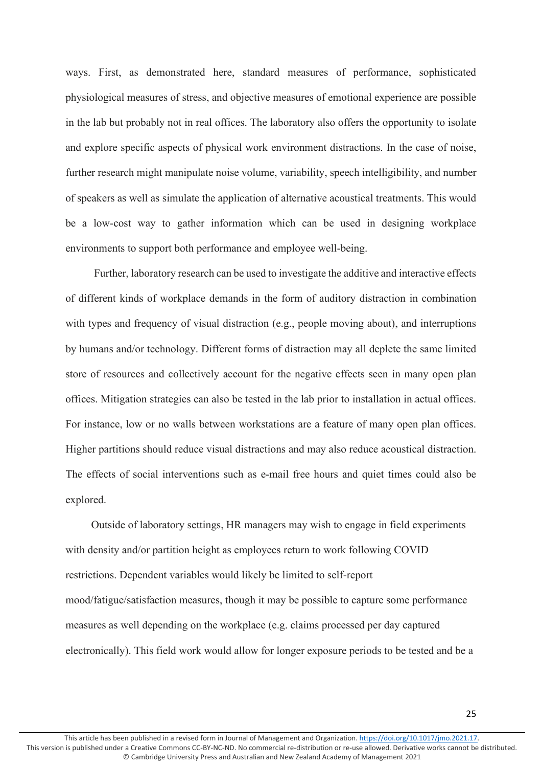ways. First, as demonstrated here, standard measures of performance, sophisticated physiological measures of stress, and objective measures of emotional experience are possible in the lab but probably not in real offices. The laboratory also offers the opportunity to isolate and explore specific aspects of physical work environment distractions. In the case of noise, further research might manipulate noise volume, variability, speech intelligibility, and number of speakers as well as simulate the application of alternative acoustical treatments. This would be a low-cost way to gather information which can be used in designing workplace environments to support both performance and employee well-being.

Further, laboratory research can be used to investigate the additive and interactive effects of different kinds of workplace demands in the form of auditory distraction in combination with types and frequency of visual distraction (e.g., people moving about), and interruptions by humans and/or technology. Different forms of distraction may all deplete the same limited store of resources and collectively account for the negative effects seen in many open plan offices. Mitigation strategies can also be tested in the lab prior to installation in actual offices. For instance, low or no walls between workstations are a feature of many open plan offices. Higher partitions should reduce visual distractions and may also reduce acoustical distraction. The effects of social interventions such as e-mail free hours and quiet times could also be explored.

Outside of laboratory settings, HR managers may wish to engage in field experiments with density and/or partition height as employees return to work following COVID restrictions. Dependent variables would likely be limited to self-report mood/fatigue/satisfaction measures, though it may be possible to capture some performance measures as well depending on the workplace (e.g. claims processed per day captured electronically). This field work would allow for longer exposure periods to be tested and be a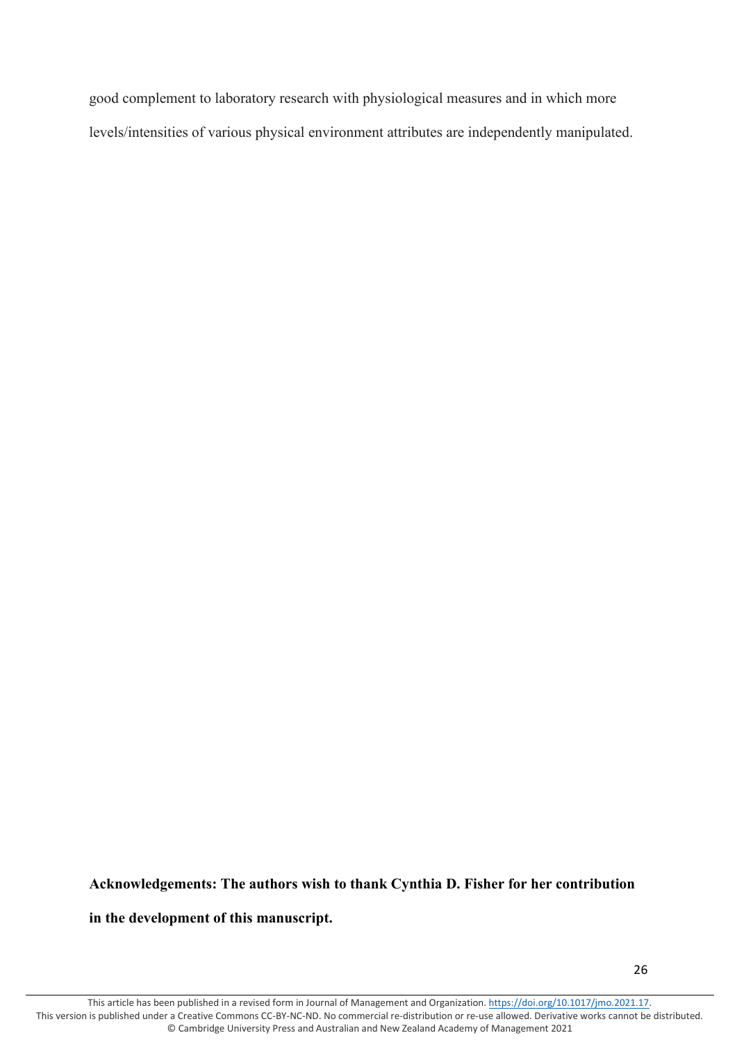good complement to laboratory research with physiological measures and in which more levels/intensities of various physical environment attributes are independently manipulated.

**Acknowledgements: The authors wish to thank Cynthia D. Fisher for her contribution in the development of this manuscript.**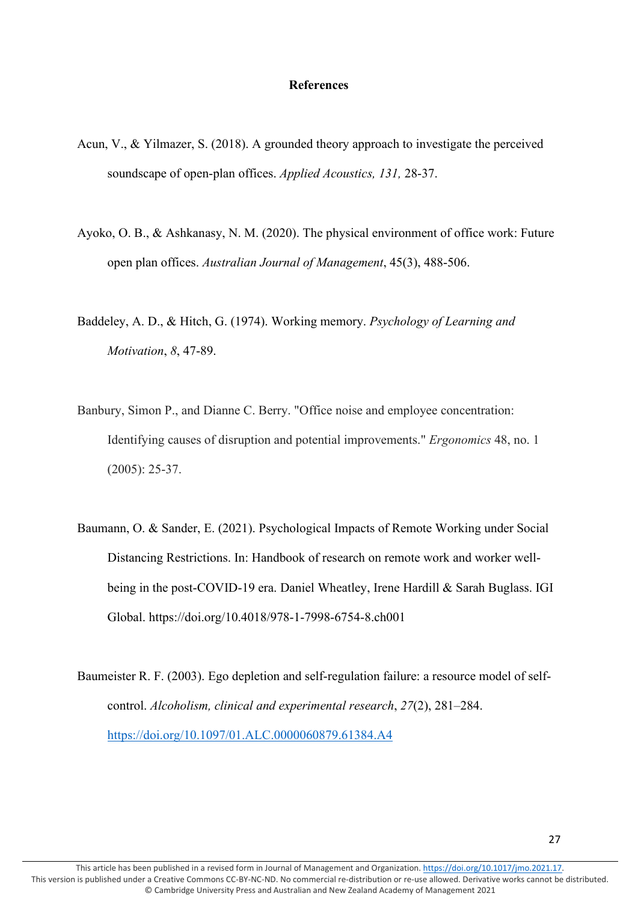# References

Acun, V., & Yilmazer, S. (2018). A grounded theory approach to investigate the perceived soundscape of open-plan offices. *Applied Acoustics, 131,* 28-37.

Ayoko, O. B., & Ashkanasy, N. M. (2020). The physical environment of office work: Future open plan offices. *Australian Journal of Management*, 45(3), 488-506.

Baddeley, A. D., & Hitch, G. (1974). Working memory. *Psychology of Learning and Motivation*, *8*, 47-89.

Banbury, Simon P., and Dianne C. Berry. "Office noise and employee concentration: Identifying causes of disruption and potential improvements." *Ergonomics* 48, no. 1 (2005): 25-37.

Baumann, O. & Sander, E. (2021). Psychological Impacts of Remote Working under Social Distancing Restrictions. In: Handbook of research on remote work and worker well-being in the post-COVID-19 era. Daniel Wheatley, Irene Hardill & Sarah Buglass. IGI Global. https://doi.org/10.4018/978-1-7998-6754-8.ch001

Baumeister R. F. (2003). Ego depletion and self-regulation failure: a resource model of self-control. *Alcoholism, clinical and experimental research*, *27*(2), 281–284. https://doi.org/10.1097/01.ALC.0000060879.61384.A4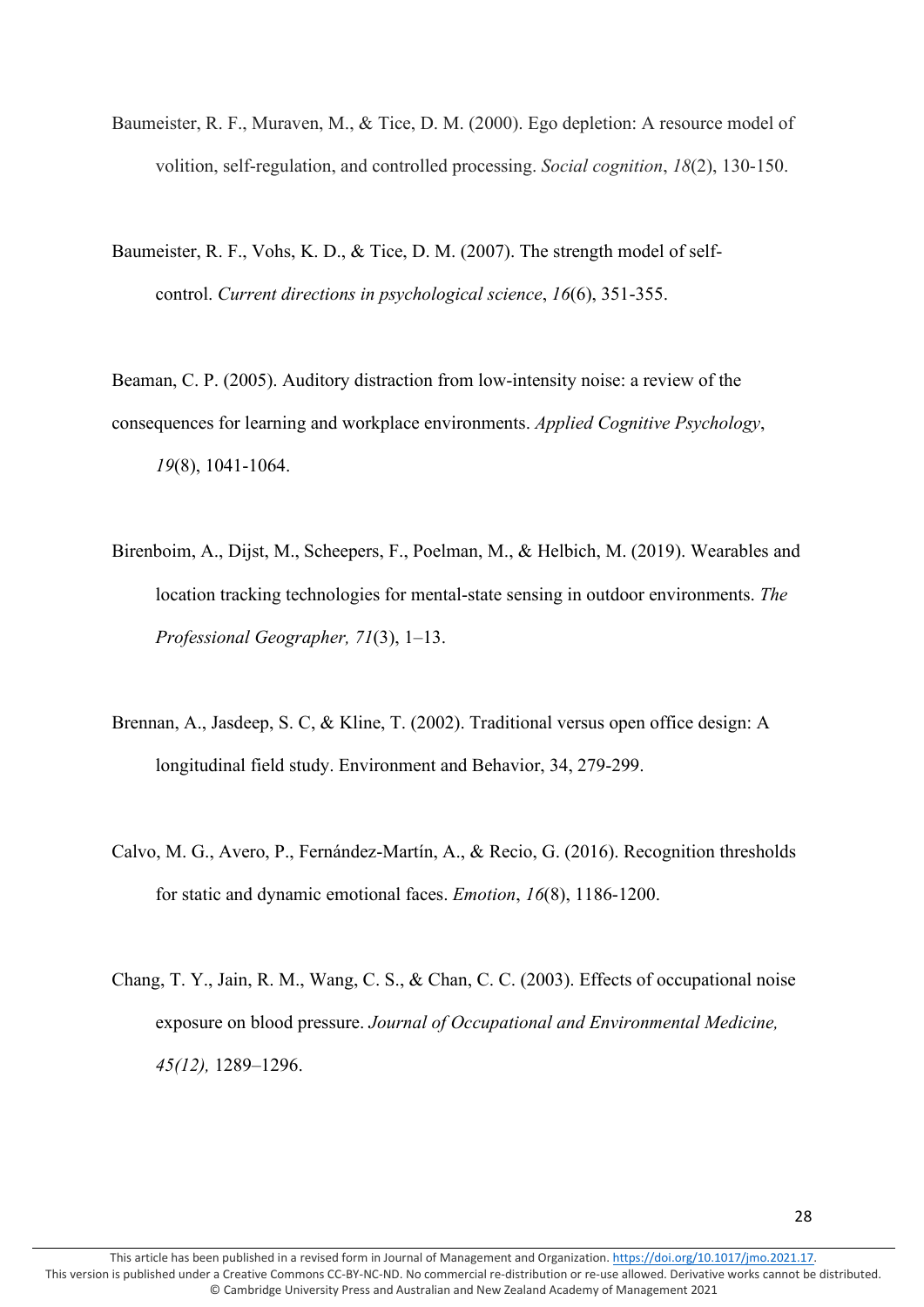Baumeister, R. F., Muraven, M., & Tice, D. M. (2000). Ego depletion: A resource model of volition, self-regulation, and controlled processing. *Social cognition*, *18*(2), 130-150.

Baumeister, R. F., Vohs, K. D., & Tice, D. M. (2007). The strength model of self-control. *Current directions in psychological science*, *16*(6), 351-355.

Beaman, C. P. (2005). Auditory distraction from low-intensity noise: a review of the consequences for learning and workplace environments. *Applied Cognitive Psychology*, *19*(8), 1041-1064.

Birenboim, A., Dijst, M., Scheepers, F., Poelman, M., & Helbich, M. (2019). Wearables and location tracking technologies for mental-state sensing in outdoor environments. *The Professional Geographer, 71*(3), 1–13.

Brennan, A., Jasdeep, S. C, & Kline, T. (2002). Traditional versus open office design: A longitudinal field study. Environment and Behavior, 34, 279-299.

Calvo, M. G., Avero, P., Fernández-Martín, A., & Recio, G. (2016). Recognition thresholds for static and dynamic emotional faces. *Emotion*, *16*(8), 1186-1200.

Chang, T. Y., Jain, R. M., Wang, C. S., & Chan, C. C. (2003). Effects of occupational noise exposure on blood pressure. *Journal of Occupational and Environmental Medicine, 45(12),* 1289–1296.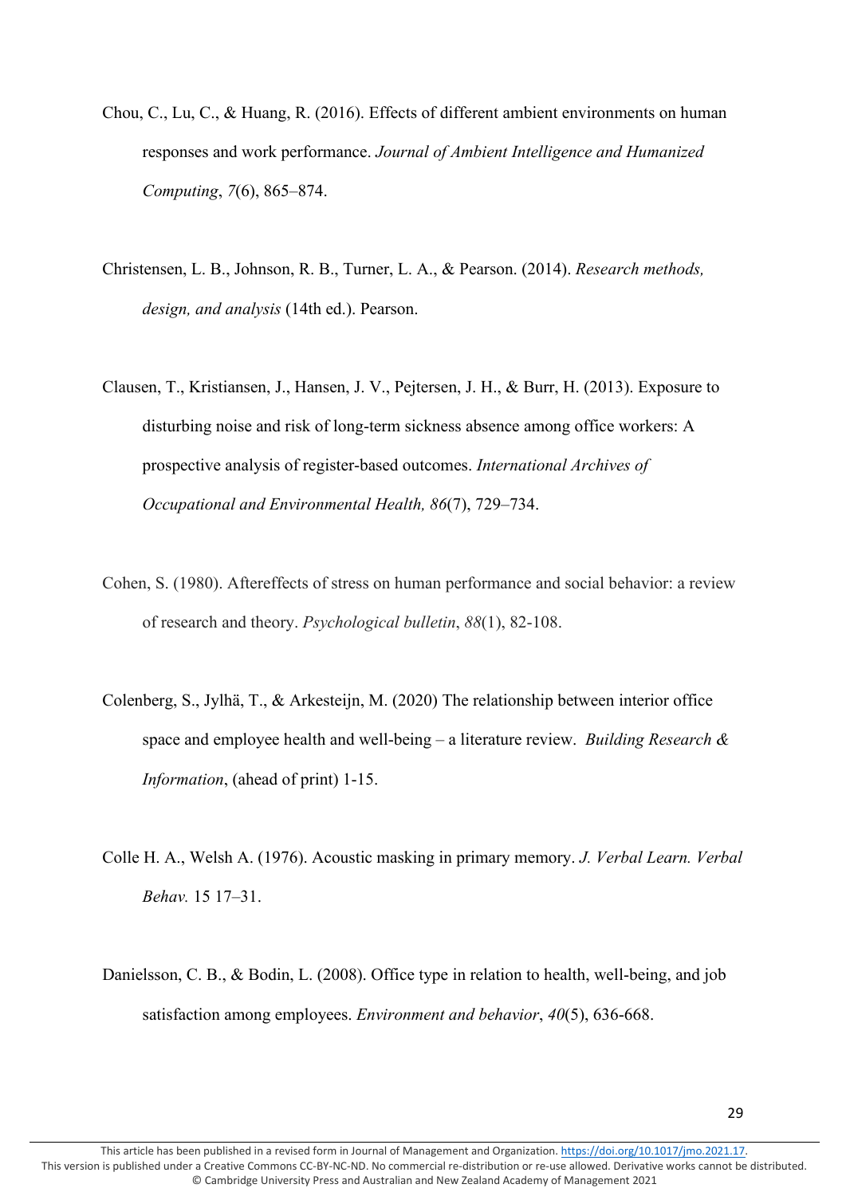Chou, C., Lu, C., & Huang, R. (2016). Effects of different ambient environments on human responses and work performance. *Journal of Ambient Intelligence and Humanized Computing*, *7*(6), 865–874.

Christensen, L. B., Johnson, R. B., Turner, L. A., & Pearson. (2014). *Research methods, design, and analysis* (14th ed.). Pearson.

Clausen, T., Kristiansen, J., Hansen, J. V., Pejtersen, J. H., & Burr, H. (2013). Exposure to disturbing noise and risk of long-term sickness absence among office workers: A prospective analysis of register-based outcomes. *International Archives of Occupational and Environmental Health, 86*(7), 729–734.

Cohen, S. (1980). Aftereffects of stress on human performance and social behavior: a review of research and theory. *Psychological bulletin*, *88*(1), 82-108.

Colenberg, S., Jylhä, T., & Arkesteijn, M. (2020) The relationship between interior office space and employee health and well-being – a literature review. *Building Research & Information*, (ahead of print) 1-15.

Colle H. A., Welsh A. (1976). Acoustic masking in primary memory. *J. Verbal Learn. Verbal Behav.* 15 17–31.

Danielsson, C. B., & Bodin, L. (2008). Office type in relation to health, well-being, and job satisfaction among employees. *Environment and behavior*, *40*(5), 636-668.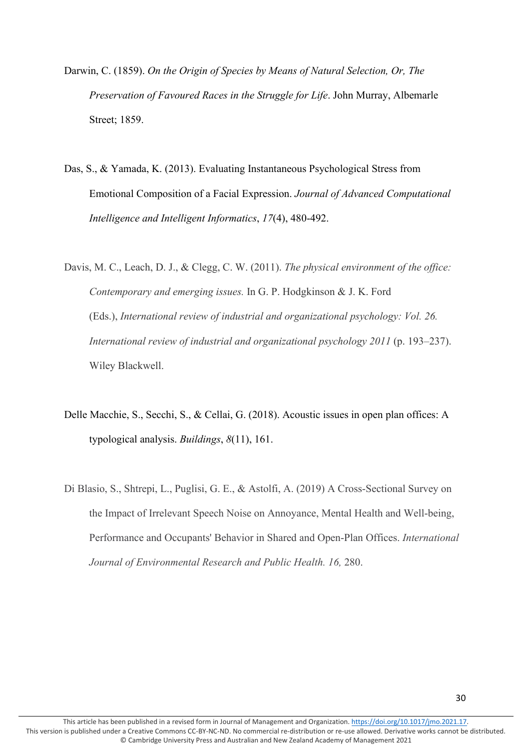Darwin, C. (1859). *On the Origin of Species by Means of Natural Selection, Or, The Preservation of Favoured Races in the Struggle for Life*. John Murray, Albemarle Street; 1859.

Das, S., & Yamada, K. (2013). Evaluating Instantaneous Psychological Stress from Emotional Composition of a Facial Expression. *Journal of Advanced Computational Intelligence and Intelligent Informatics*, *17*(4), 480-492.

Davis, M. C., Leach, D. J., & Clegg, C. W. (2011). *The physical environment of the office: Contemporary and emerging issues.* In G. P. Hodgkinson & J. K. Ford (Eds.), *International review of industrial and organizational psychology: Vol. 26. International review of industrial and organizational psychology 2011* (p. 193–237). Wiley Blackwell.

Delle Macchie, S., Secchi, S., & Cellai, G. (2018). Acoustic issues in open plan offices: A typological analysis. *Buildings*, *8*(11), 161.

Di Blasio, S., Shtrepi, L., Puglisi, G. E., & Astolfi, A. (2019) A Cross-Sectional Survey on the Impact of Irrelevant Speech Noise on Annoyance, Mental Health and Well-being, Performance and Occupants' Behavior in Shared and Open-Plan Offices. *International Journal of Environmental Research and Public Health. 16,* 280.

This article has been published in a revised form in Journal of Management and Organization. https://doi.org/10.1017/jmo.2021.17. This version is published under a Creative Commons CC-BY-NC-ND. No commercial re-distribution or re-use allowed. Derivative works cannot be distributed. © Cambridge University Press and Australian and New Zealand Academy of Management 2021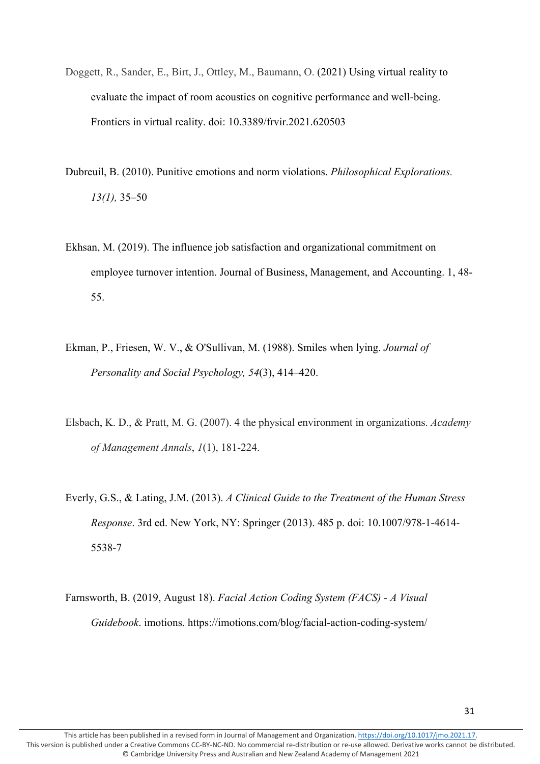Doggett, R., Sander, E., Birt, J., Ottley, M., Baumann, O. (2021) Using virtual reality to evaluate the impact of room acoustics on cognitive performance and well-being. Frontiers in virtual reality. doi: 10.3389/frvir.2021.620503

Dubreuil, B. (2010). Punitive emotions and norm violations. *Philosophical Explorations. 13(1),* 35–50

Ekhsan, M. (2019). The influence job satisfaction and organizational commitment on employee turnover intention. Journal of Business, Management, and Accounting. 1, 48-55.

Ekman, P., Friesen, W. V., & O'Sullivan, M. (1988). Smiles when lying. *Journal of Personality and Social Psychology, 54*(3), 414–420.

Elsbach, K. D., & Pratt, M. G. (2007). 4 the physical environment in organizations. *Academy of Management Annals*, *1*(1), 181-224.

Everly, G.S., & Lating, J.M. (2013). *A Clinical Guide to the Treatment of the Human Stress Response*. 3rd ed. New York, NY: Springer (2013). 485 p. doi: 10.1007/978-1-4614-5538-7

Farnsworth, B. (2019, August 18). *Facial Action Coding System (FACS) - A Visual Guidebook*. imotions. https://imotions.com/blog/facial-action-coding-system/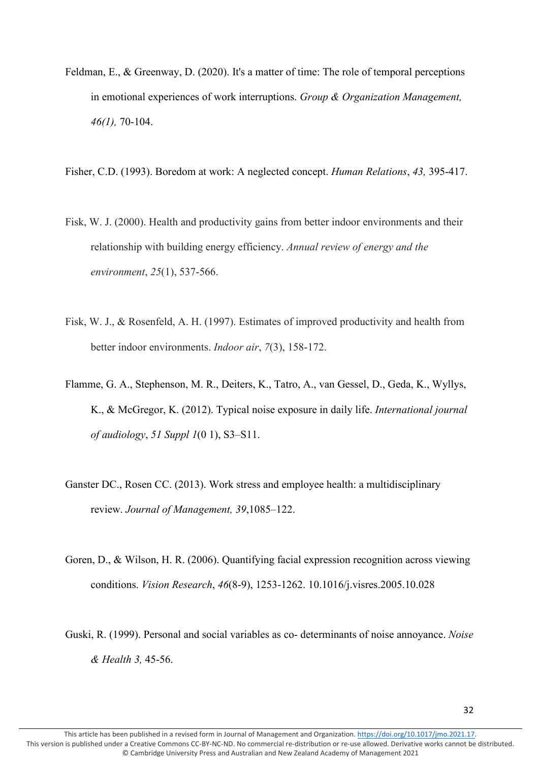Feldman, E., & Greenway, D. (2020). It's a matter of time: The role of temporal perceptions in emotional experiences of work interruptions. *Group & Organization Management, 46(1),* 70-104.

Fisher, C.D. (1993). Boredom at work: A neglected concept. *Human Relations*, *43,* 395-417.

Fisk, W. J. (2000). Health and productivity gains from better indoor environments and their relationship with building energy efficiency. *Annual review of energy and the environment*, *25*(1), 537-566.

Fisk, W. J., & Rosenfeld, A. H. (1997). Estimates of improved productivity and health from better indoor environments. *Indoor air*, *7*(3), 158-172.

Flamme, G. A., Stephenson, M. R., Deiters, K., Tatro, A., van Gessel, D., Geda, K., Wyllys, K., & McGregor, K. (2012). Typical noise exposure in daily life. *International journal of audiology*, *51 Suppl 1*(0 1), S3–S11.

Ganster DC., Rosen CC. (2013). Work stress and employee health: a multidisciplinary review. *Journal of Management, 39*,1085–122.

Goren, D., & Wilson, H. R. (2006). Quantifying facial expression recognition across viewing conditions. *Vision Research*, *46*(8-9), 1253-1262. 10.1016/j.visres.2005.10.028

Guski, R. (1999). Personal and social variables as co- determinants of noise annoyance. *Noise & Health 3,* 45-56.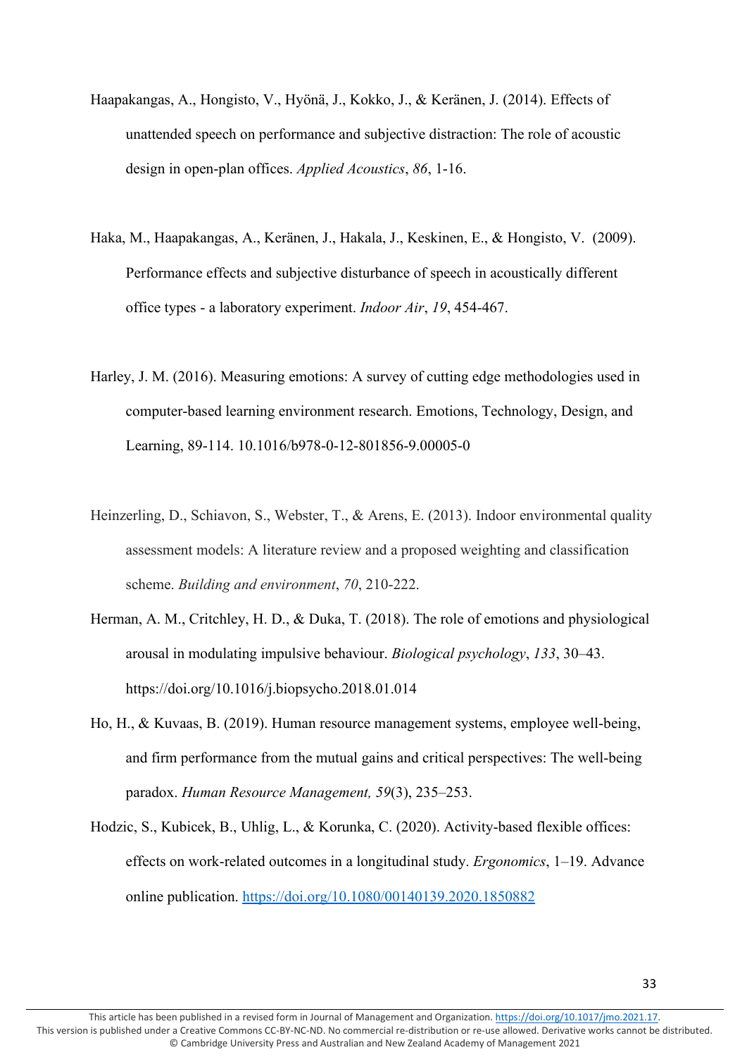Haapakangas, A., Hongisto, V., Hyönä, J., Kokko, J., & Keränen, J. (2014). Effects of unattended speech on performance and subjective distraction: The role of acoustic design in open-plan offices. *Applied Acoustics*, *86*, 1-16.

Haka, M., Haapakangas, A., Keränen, J., Hakala, J., Keskinen, E., & Hongisto, V. (2009). Performance effects and subjective disturbance of speech in acoustically different office types - a laboratory experiment. *Indoor Air*, *19*, 454-467.

Harley, J. M. (2016). Measuring emotions: A survey of cutting edge methodologies used in computer-based learning environment research. Emotions, Technology, Design, and Learning, 89-114. 10.1016/b978-0-12-801856-9.00005-0

Heinzerling, D., Schiavon, S., Webster, T., & Arens, E. (2013). Indoor environmental quality assessment models: A literature review and a proposed weighting and classification scheme. *Building and environment*, *70*, 210-222.

Herman, A. M., Critchley, H. D., & Duka, T. (2018). The role of emotions and physiological arousal in modulating impulsive behaviour. *Biological psychology*, *133*, 30–43. https://doi.org/10.1016/j.biopsycho.2018.01.014

Ho, H., & Kuvaas, B. (2019). Human resource management systems, employee well-being, and firm performance from the mutual gains and critical perspectives: The well-being paradox. *Human Resource Management, 59*(3), 235–253.

Hodzic, S., Kubicek, B., Uhlig, L., & Korunka, C. (2020). Activity-based flexible offices: effects on work-related outcomes in a longitudinal study. *Ergonomics*, 1–19. Advance online publication. https://doi.org/10.1080/00140139.2020.1850882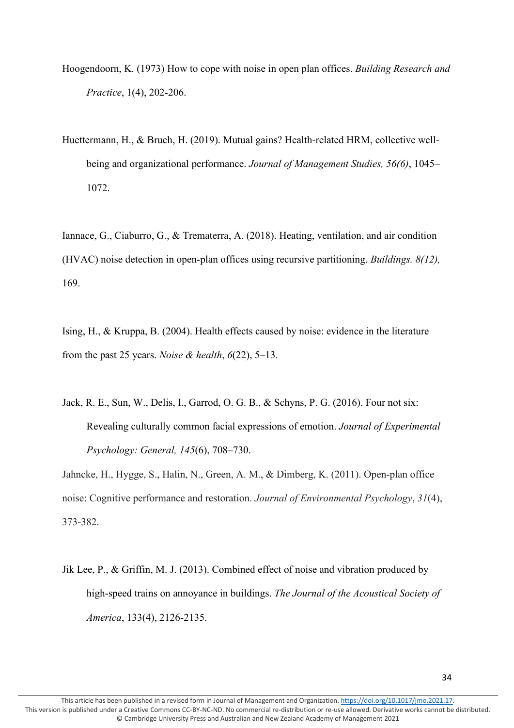Hoogendoorn, K. (1973) How to cope with noise in open plan offices. *Building Research and Practice*, 1(4), 202-206.

Huettermann, H., & Bruch, H. (2019). Mutual gains? Health-related HRM, collective well-being and organizational performance. *Journal of Management Studies, 56(6)*, 1045–1072.

Iannace, G., Ciaburro, G., & Trematerra, A. (2018). Heating, ventilation, and air condition (HVAC) noise detection in open-plan offices using recursive partitioning. *Buildings. 8(12),* 169.

Ising, H., & Kruppa, B. (2004). Health effects caused by noise: evidence in the literature from the past 25 years. *Noise & health*, *6*(22), 5–13.

Jack, R. E., Sun, W., Delis, I., Garrod, O. G. B., & Schyns, P. G. (2016). Four not six: Revealing culturally common facial expressions of emotion. *Journal of Experimental Psychology: General, 145*(6), 708–730.

Jahncke, H., Hygge, S., Halin, N., Green, A. M., & Dimberg, K. (2011). Open-plan office noise: Cognitive performance and restoration. *Journal of Environmental Psychology*, *31*(4), 373-382.

Jik Lee, P., & Griffin, M. J. (2013). Combined effect of noise and vibration produced by high-speed trains on annoyance in buildings. *The Journal of the Acoustical Society of America*, 133(4), 2126-2135.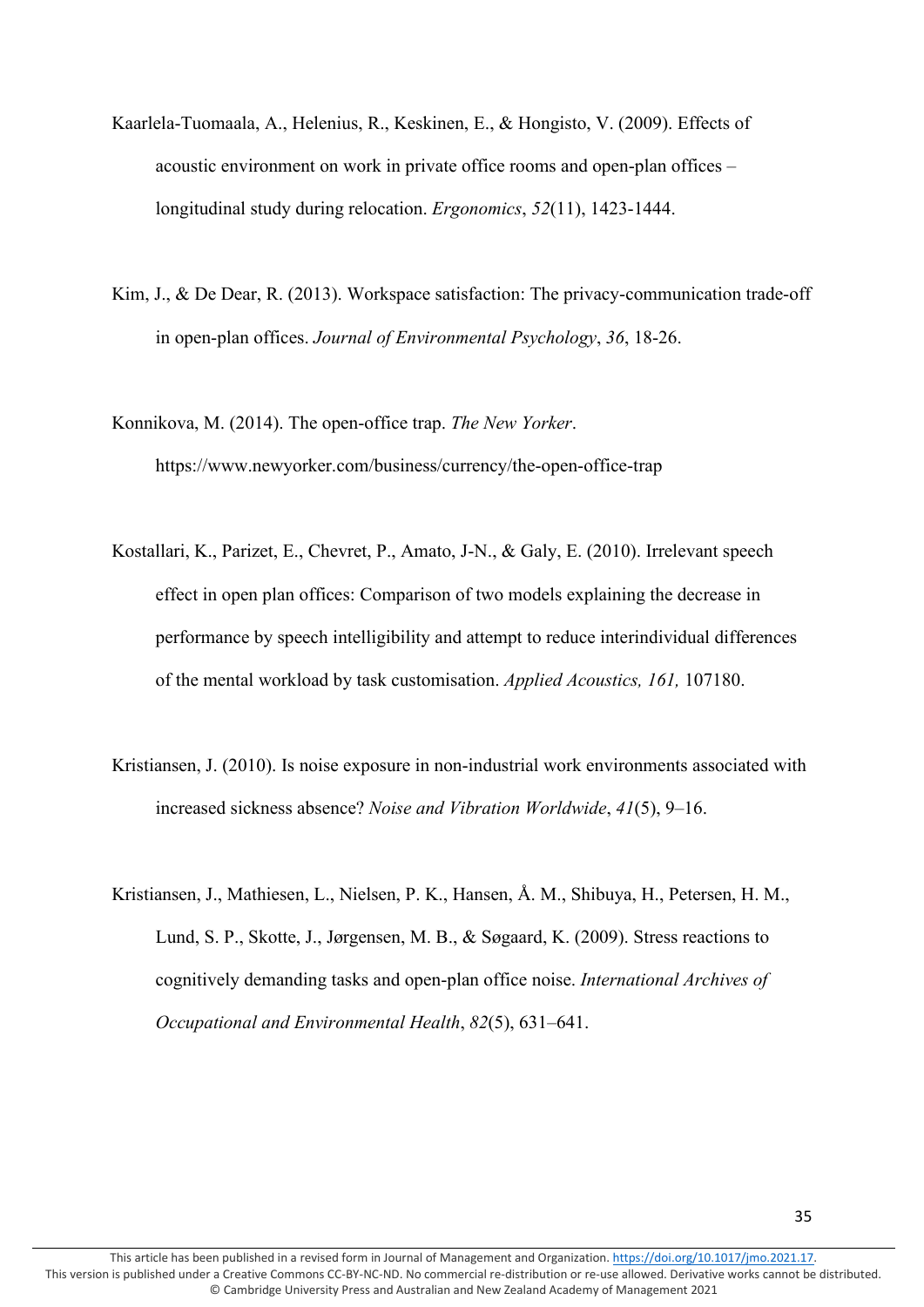Kaarlela-Tuomaala, A., Helenius, R., Keskinen, E., & Hongisto, V. (2009). Effects of acoustic environment on work in private office rooms and open-plan offices – longitudinal study during relocation. *Ergonomics*, *52*(11), 1423-1444.

Kim, J., & De Dear, R. (2013). Workspace satisfaction: The privacy-communication trade-off in open-plan offices. *Journal of Environmental Psychology*, *36*, 18-26.

Konnikova, M. (2014). The open-office trap. *The New Yorker*. https://www.newyorker.com/business/currency/the-open-office-trap

Kostallari, K., Parizet, E., Chevret, P., Amato, J-N., & Galy, E. (2010). Irrelevant speech effect in open plan offices: Comparison of two models explaining the decrease in performance by speech intelligibility and attempt to reduce interindividual differences of the mental workload by task customisation. *Applied Acoustics, 161,* 107180.

Kristiansen, J. (2010). Is noise exposure in non-industrial work environments associated with increased sickness absence? *Noise and Vibration Worldwide*, *41*(5), 9–16.

Kristiansen, J., Mathiesen, L., Nielsen, P. K., Hansen, Å. M., Shibuya, H., Petersen, H. M., Lund, S. P., Skotte, J., Jørgensen, M. B., & Søgaard, K. (2009). Stress reactions to cognitively demanding tasks and open-plan office noise. *International Archives of Occupational and Environmental Health*, *82*(5), 631–641.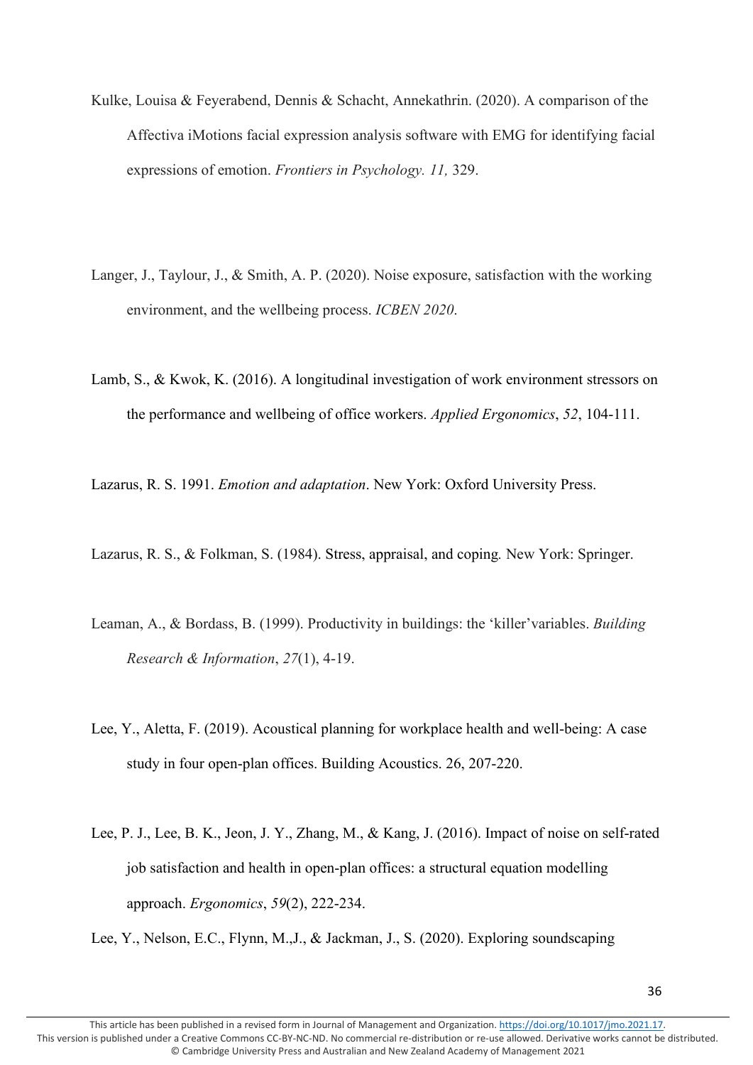Kulke, Louisa & Feyerabend, Dennis & Schacht, Annekathrin. (2020). A comparison of the Affectiva iMotions facial expression analysis software with EMG for identifying facial expressions of emotion. *Frontiers in Psychology. 11,* 329.

Langer, J., Taylour, J., & Smith, A. P. (2020). Noise exposure, satisfaction with the working environment, and the wellbeing process. *ICBEN 2020*.

Lamb, S., & Kwok, K. (2016). A longitudinal investigation of work environment stressors on the performance and wellbeing of office workers. *Applied Ergonomics*, *52*, 104-111.

Lazarus, R. S. 1991. *Emotion and adaptation*. New York: Oxford University Press.

Lazarus, R. S., & Folkman, S. (1984). Stress, appraisal, and coping*.* New York: Springer.

Leaman, A., & Bordass, B. (1999). Productivity in buildings: the 'killer'variables. *Building Research & Information*, *27*(1), 4-19.

Lee, Y., Aletta, F. (2019). Acoustical planning for workplace health and well-being: A case study in four open-plan offices. Building Acoustics. 26, 207-220.

Lee, P. J., Lee, B. K., Jeon, J. Y., Zhang, M., & Kang, J. (2016). Impact of noise on self-rated job satisfaction and health in open-plan offices: a structural equation modelling approach. *Ergonomics*, *59*(2), 222-234.

Lee, Y., Nelson, E.C., Flynn, M.,J., & Jackman, J., S. (2020). Exploring soundscaping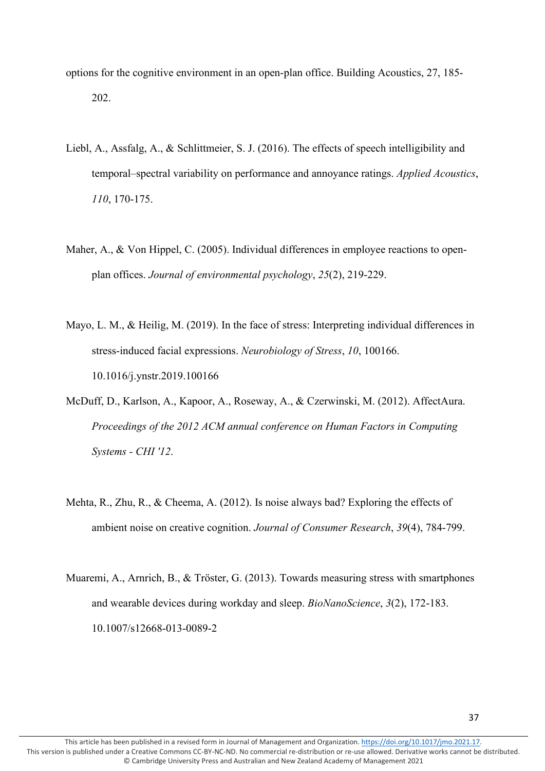options for the cognitive environment in an open-plan office. Building Acoustics, 27, 185-202.

Liebl, A., Assfalg, A., & Schlittmeier, S. J. (2016). The effects of speech intelligibility and temporal–spectral variability on performance and annoyance ratings. *Applied Acoustics*, *110*, 170-175.

Maher, A., & Von Hippel, C. (2005). Individual differences in employee reactions to open-plan offices. *Journal of environmental psychology*, *25*(2), 219-229.

Mayo, L. M., & Heilig, M. (2019). In the face of stress: Interpreting individual differences in stress-induced facial expressions. *Neurobiology of Stress*, *10*, 100166. 10.1016/j.ynstr.2019.100166

McDuff, D., Karlson, A., Kapoor, A., Roseway, A., & Czerwinski, M. (2012). AffectAura. *Proceedings of the 2012 ACM annual conference on Human Factors in Computing Systems - CHI '12*.

Mehta, R., Zhu, R., & Cheema, A. (2012). Is noise always bad? Exploring the effects of ambient noise on creative cognition. *Journal of Consumer Research*, *39*(4), 784-799.

Muaremi, A., Arnrich, B., & Tröster, G. (2013). Towards measuring stress with smartphones and wearable devices during workday and sleep. *BioNanoScience*, *3*(2), 172-183. 10.1007/s12668-013-0089-2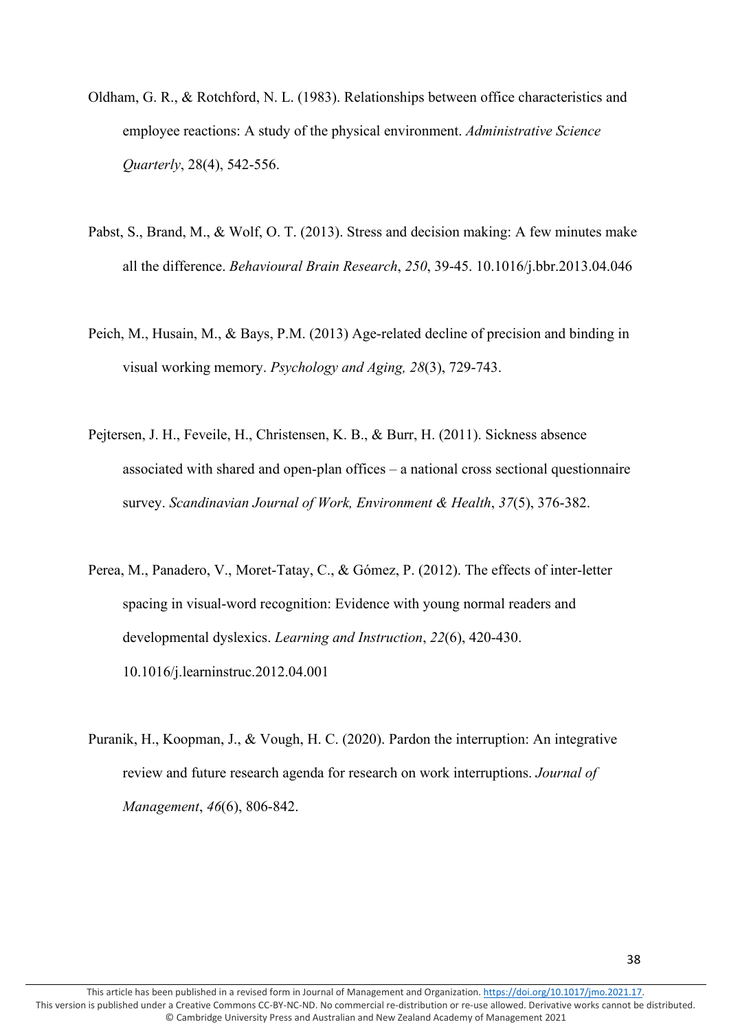Oldham, G. R., & Rotchford, N. L. (1983). Relationships between office characteristics and employee reactions: A study of the physical environment. *Administrative Science Quarterly*, 28(4), 542-556.

Pabst, S., Brand, M., & Wolf, O. T. (2013). Stress and decision making: A few minutes make all the difference. *Behavioural Brain Research*, *250*, 39-45. 10.1016/j.bbr.2013.04.046

Peich, M., Husain, M., & Bays, P.M. (2013) Age-related decline of precision and binding in visual working memory. *Psychology and Aging, 28*(3), 729-743.

Pejtersen, J. H., Feveile, H., Christensen, K. B., & Burr, H. (2011). Sickness absence associated with shared and open-plan offices – a national cross sectional questionnaire survey. *Scandinavian Journal of Work, Environment & Health*, *37*(5), 376-382.

Perea, M., Panadero, V., Moret-Tatay, C., & Gómez, P. (2012). The effects of inter-letter spacing in visual-word recognition: Evidence with young normal readers and developmental dyslexics. *Learning and Instruction*, *22*(6), 420-430. 10.1016/j.learninstruc.2012.04.001

Puranik, H., Koopman, J., & Vough, H. C. (2020). Pardon the interruption: An integrative review and future research agenda for research on work interruptions. *Journal of Management*, *46*(6), 806-842.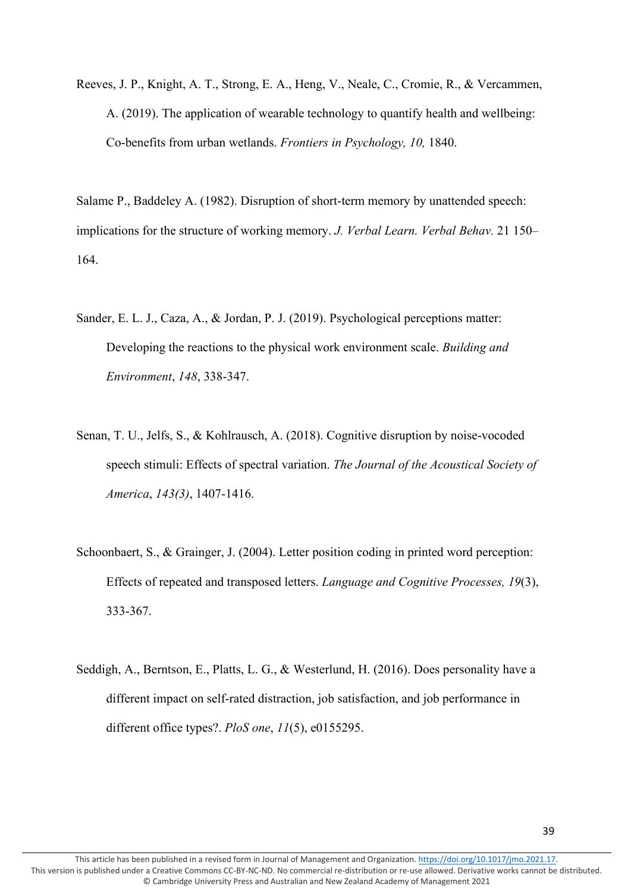Reeves, J. P., Knight, A. T., Strong, E. A., Heng, V., Neale, C., Cromie, R., & Vercammen, A. (2019). The application of wearable technology to quantify health and wellbeing: Co-benefits from urban wetlands. *Frontiers in Psychology, 10,* 1840.

Salame P., Baddeley A. (1982). Disruption of short-term memory by unattended speech: implications for the structure of working memory. *J. Verbal Learn. Verbal Behav.* 21 150–164.

Sander, E. L. J., Caza, A., & Jordan, P. J. (2019). Psychological perceptions matter: Developing the reactions to the physical work environment scale. *Building and Environment*, *148*, 338-347.

Senan, T. U., Jelfs, S., & Kohlrausch, A. (2018). Cognitive disruption by noise-vocoded speech stimuli: Effects of spectral variation. *The Journal of the Acoustical Society of America*, *143(3)*, 1407-1416.

Schoonbaert, S., & Grainger, J. (2004). Letter position coding in printed word perception: Effects of repeated and transposed letters. *Language and Cognitive Processes, 19*(3), 333-367.

Seddigh, A., Berntson, E., Platts, L. G., & Westerlund, H. (2016). Does personality have a different impact on self-rated distraction, job satisfaction, and job performance in different office types?. *PloS one*, *11*(5), e0155295.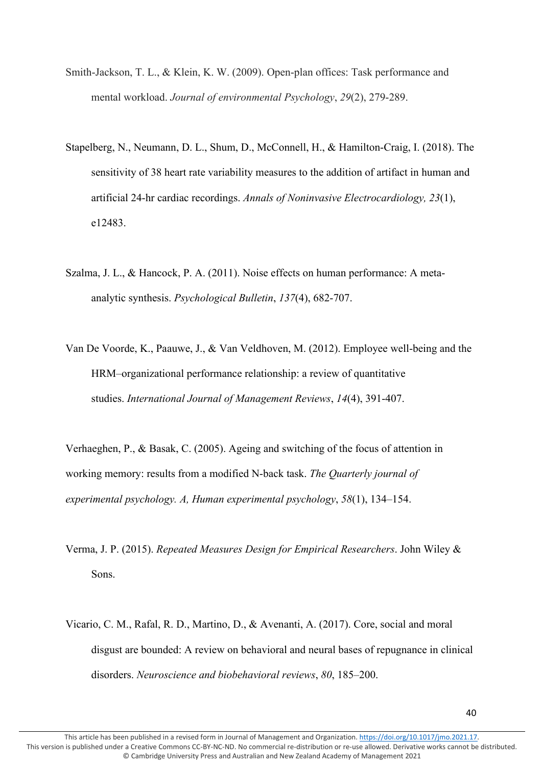Smith-Jackson, T. L., & Klein, K. W. (2009). Open-plan offices: Task performance and mental workload. *Journal of environmental Psychology*, *29*(2), 279-289.

Stapelberg, N., Neumann, D. L., Shum, D., McConnell, H., & Hamilton-Craig, I. (2018). The sensitivity of 38 heart rate variability measures to the addition of artifact in human and artificial 24-hr cardiac recordings. *Annals of Noninvasive Electrocardiology, 23*(1), e12483.

Szalma, J. L., & Hancock, P. A. (2011). Noise effects on human performance: A meta-analytic synthesis. *Psychological Bulletin*, *137*(4), 682-707.

Van De Voorde, K., Paauwe, J., & Van Veldhoven, M. (2012). Employee well-being and the HRM–organizational performance relationship: a review of quantitative studies. *International Journal of Management Reviews*, *14*(4), 391-407.

Verhaeghen, P., & Basak, C. (2005). Ageing and switching of the focus of attention in working memory: results from a modified N-back task. *The Quarterly journal of experimental psychology. A, Human experimental psychology*, *58*(1), 134–154.

Verma, J. P. (2015). *Repeated Measures Design for Empirical Researchers*. John Wiley & Sons.

Vicario, C. M., Rafal, R. D., Martino, D., & Avenanti, A. (2017). Core, social and moral disgust are bounded: A review on behavioral and neural bases of repugnance in clinical disorders. *Neuroscience and biobehavioral reviews*, *80*, 185–200.

This article has been published in a revised form in Journal of Management and Organization. https://doi.org/10.1017/jmo.2021.17. This version is published under a Creative Commons CC-BY-NC-ND. No commercial re-distribution or re-use allowed. Derivative works cannot be distributed. © Cambridge University Press and Australian and New Zealand Academy of Management 2021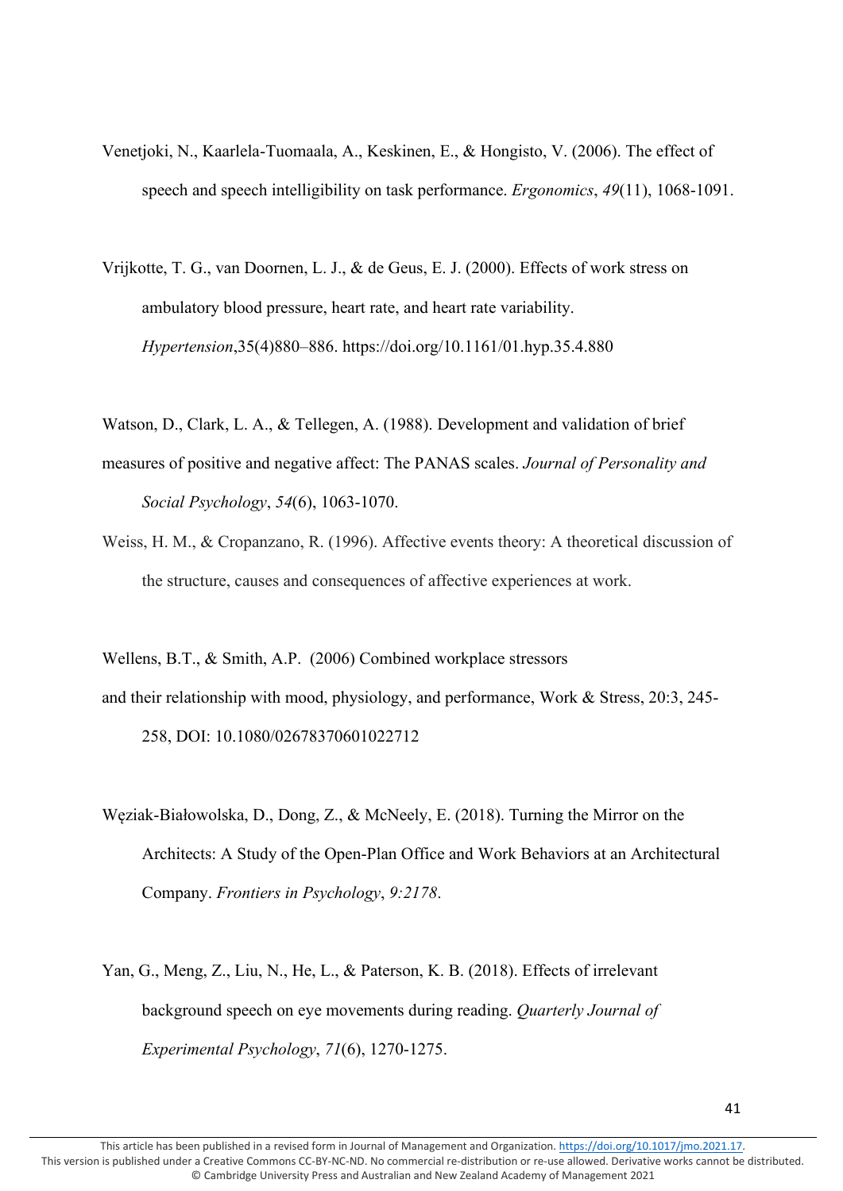Venetjoki, N., Kaarlela-Tuomaala, A., Keskinen, E., & Hongisto, V. (2006). The effect of speech and speech intelligibility on task performance. *Ergonomics*, *49*(11), 1068-1091.

Vrijkotte, T. G., van Doornen, L. J., & de Geus, E. J. (2000). Effects of work stress on ambulatory blood pressure, heart rate, and heart rate variability. *Hypertension*,35(4)880–886. https://doi.org/10.1161/01.hyp.35.4.880

Watson, D., Clark, L. A., & Tellegen, A. (1988). Development and validation of brief measures of positive and negative affect: The PANAS scales. *Journal of Personality and Social Psychology*, *54*(6), 1063-1070.

Weiss, H. M., & Cropanzano, R. (1996). Affective events theory: A theoretical discussion of the structure, causes and consequences of affective experiences at work.

Wellens, B.T., & Smith, A.P. (2006) Combined workplace stressors and their relationship with mood, physiology, and performance, Work & Stress, 20:3, 245-258, DOI: 10.1080/02678370601022712

Węziak-Białowolska, D., Dong, Z., & McNeely, E. (2018). Turning the Mirror on the Architects: A Study of the Open-Plan Office and Work Behaviors at an Architectural Company. *Frontiers in Psychology*, *9:2178*.

Yan, G., Meng, Z., Liu, N., He, L., & Paterson, K. B. (2018). Effects of irrelevant background speech on eye movements during reading. *Quarterly Journal of Experimental Psychology*, *71*(6), 1270-1275.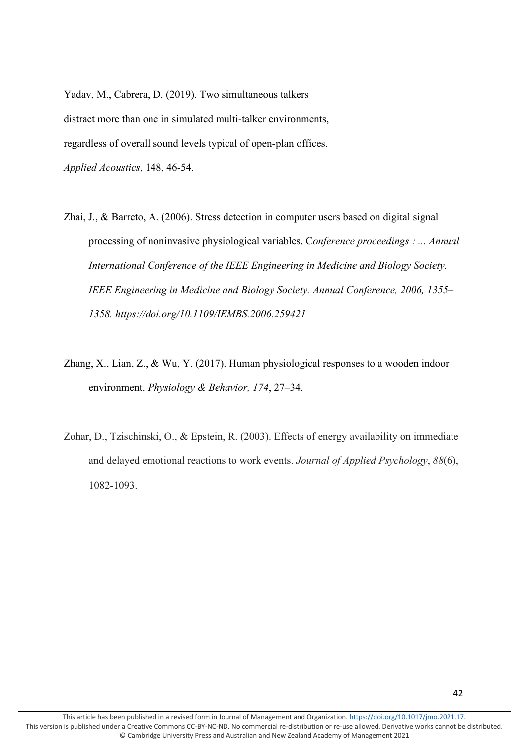Yadav, M., Cabrera, D. (2019). Two simultaneous talkers distract more than one in simulated multi-talker environments, regardless of overall sound levels typical of open-plan offices. *Applied Acoustics*, 148, 46-54.

Zhai, J., & Barreto, A. (2006). Stress detection in computer users based on digital signal processing of noninvasive physiological variables. C*onference proceedings : ... Annual International Conference of the IEEE Engineering in Medicine and Biology Society. IEEE Engineering in Medicine and Biology Society. Annual Conference, 2006, 1355–1358. https://doi.org/10.1109/IEMBS.2006.259421*

Zhang, X., Lian, Z., & Wu, Y. (2017). Human physiological responses to a wooden indoor environment. *Physiology & Behavior, 174*, 27–34.

Zohar, D., Tzischinski, O., & Epstein, R. (2003). Effects of energy availability on immediate and delayed emotional reactions to work events. *Journal of Applied Psychology*, *88*(6), 1082-1093.

This article has been published in a revised form in Journal of Management and Organization. https://doi.org/10.1017/jmo.2021.17. This version is published under a Creative Commons CC-BY-NC-ND. No commercial re-distribution or re-use allowed. Derivative works cannot be distributed. © Cambridge University Press and Australian and New Zealand Academy of Management 2021